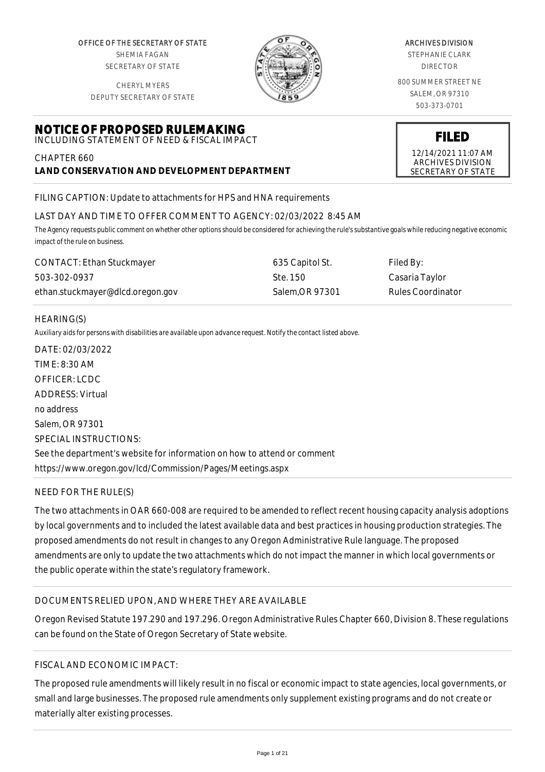OFFICE OF THE SECRETARY OF STATE
SHEMIA FAGAN
SECRETARY OF STATE

CHERYL MYERS
DEPUTY SECRETARY OF STATE

ARCHIVES DIVISION
STEPHANIE CLARK
DIRECTOR

800 SUMMER STREET NE
SALEM, OR 97310
503-373-0701

# NOTICE OF PROPOSED RULEMAKING

INCLUDING STATEMENT OF NEED & FISCAL IMPACT

**FILED**
12/14/2021 11:07 AM
ARCHIVES DIVISION
SECRETARY OF STATE

CHAPTER 660
**LAND CONSERVATION AND DEVELOPMENT DEPARTMENT**

FILING CAPTION: Update to attachments for HPS and HNA requirements

LAST DAY AND TIME TO OFFER COMMENT TO AGENCY: 02/03/2022 8:45 AM

*The Agency requests public comment on whether other options should be considered for achieving the rule's substantive goals while reducing negative economic impact of the rule on business.*

| CONTACT: Ethan Stuckmayer | 635 Capitol St. | Filed By: |
|---|---|---|
| 503-302-0937 | Ste. 150 | Casaria Taylor |
| ethan.stuckmayer@dlcd.oregon.gov | Salem,OR 97301 | Rules Coordinator |

HEARING(S)

*Auxiliary aids for persons with disabilities are available upon advance request. Notify the contact listed above.*

DATE: 02/03/2022
TIME: 8:30 AM
OFFICER: LCDC
ADDRESS: Virtual
no address
Salem, OR 97301
SPECIAL INSTRUCTIONS:
See the department's website for information on how to attend or comment
https://www.oregon.gov/lcd/Commission/Pages/Meetings.aspx

NEED FOR THE RULE(S)

The two attachments in OAR 660-008 are required to be amended to reflect recent housing capacity analysis adoptions by local governments and to included the latest available data and best practices in housing production strategies. The proposed amendments do not result in changes to any Oregon Administrative Rule language. The proposed amendments are only to update the two attachments which do not impact the manner in which local governments or the public operate within the state's regulatory framework.

DOCUMENTS RELIED UPON, AND WHERE THEY ARE AVAILABLE

Oregon Revised Statute 197.290 and 197.296. Oregon Administrative Rules Chapter 660, Division 8. These regulations can be found on the State of Oregon Secretary of State website.

FISCAL AND ECONOMIC IMPACT:

The proposed rule amendments will likely result in no fiscal or economic impact to state agencies, local governments, or small and large businesses. The proposed rule amendments only supplement existing programs and do not create or materially alter existing processes.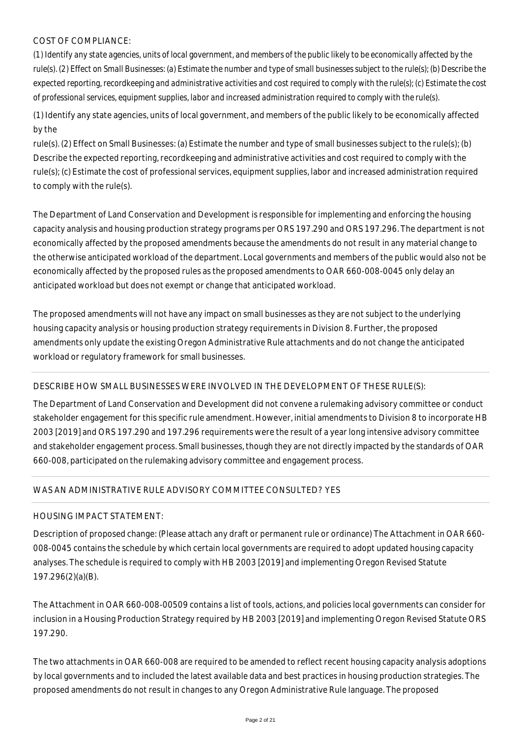COST OF COMPLIANCE:

*(1) Identify any state agencies, units of local government, and members of the public likely to be economically affected by the rule(s). (2) Effect on Small Businesses: (a) Estimate the number and type of small businesses subject to the rule(s); (b) Describe the expected reporting, recordkeeping and administrative activities and cost required to comply with the rule(s); (c) Estimate the cost of professional services, equipment supplies, labor and increased administration required to comply with the rule(s).*

(1) Identify any state agencies, units of local government, and members of the public likely to be economically affected by the
rule(s). (2) Effect on Small Businesses: (a) Estimate the number and type of small businesses subject to the rule(s); (b) Describe the expected reporting, recordkeeping and administrative activities and cost required to comply with the rule(s); (c) Estimate the cost of professional services, equipment supplies, labor and increased administration required to comply with the rule(s).

The Department of Land Conservation and Development is responsible for implementing and enforcing the housing capacity analysis and housing production strategy programs per ORS 197.290 and ORS 197.296. The department is not economically affected by the proposed amendments because the amendments do not result in any material change to the otherwise anticipated workload of the department. Local governments and members of the public would also not be economically affected by the proposed rules as the proposed amendments to OAR 660-008-0045 only delay an anticipated workload but does not exempt or change that anticipated workload.

The proposed amendments will not have any impact on small businesses as they are not subject to the underlying housing capacity analysis or housing production strategy requirements in Division 8. Further, the proposed amendments only update the existing Oregon Administrative Rule attachments and do not change the anticipated workload or regulatory framework for small businesses.

DESCRIBE HOW SMALL BUSINESSES WERE INVOLVED IN THE DEVELOPMENT OF THESE RULE(S):

The Department of Land Conservation and Development did not convene a rulemaking advisory committee or conduct stakeholder engagement for this specific rule amendment. However, initial amendments to Division 8 to incorporate HB 2003 [2019] and ORS 197.290 and 197.296 requirements were the result of a year long intensive advisory committee and stakeholder engagement process. Small businesses, though they are not directly impacted by the standards of OAR 660-008, participated on the rulemaking advisory committee and engagement process.

WAS AN ADMINISTRATIVE RULE ADVISORY COMMITTEE CONSULTED? YES

HOUSING IMPACT STATEMENT:

Description of proposed change: (Please attach any draft or permanent rule or ordinance) The Attachment in OAR 660-008-0045 contains the schedule by which certain local governments are required to adopt updated housing capacity analyses. The schedule is required to comply with HB 2003 [2019] and implementing Oregon Revised Statute 197.296(2)(a)(B).

The Attachment in OAR 660-008-00509 contains a list of tools, actions, and policies local governments can consider for inclusion in a Housing Production Strategy required by HB 2003 [2019] and implementing Oregon Revised Statute ORS 197.290.

The two attachments in OAR 660-008 are required to be amended to reflect recent housing capacity analysis adoptions by local governments and to included the latest available data and best practices in housing production strategies. The proposed amendments do not result in changes to any Oregon Administrative Rule language. The proposed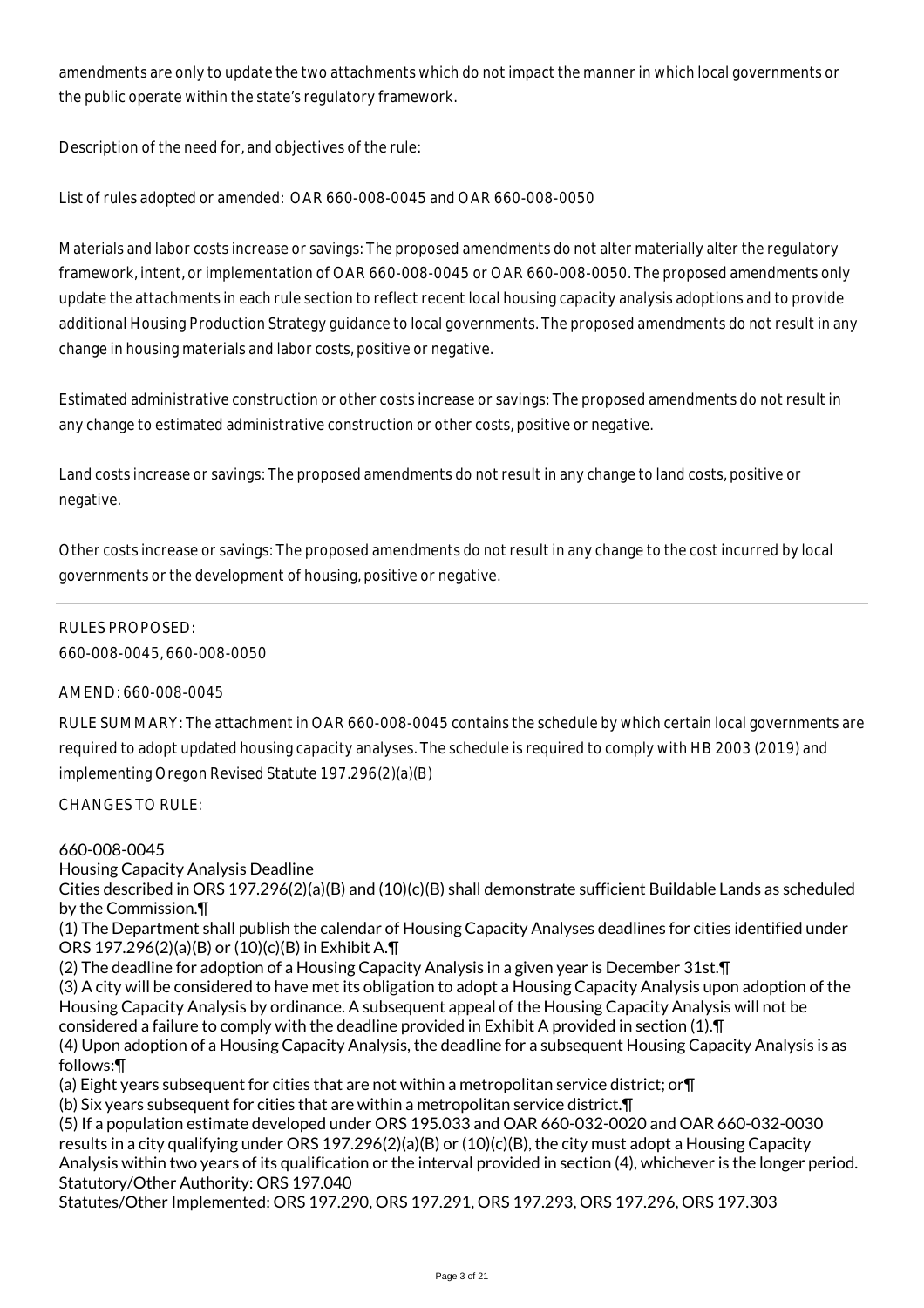amendments are only to update the two attachments which do not impact the manner in which local governments or the public operate within the state's regulatory framework.

Description of the need for, and objectives of the rule:

List of rules adopted or amended: OAR 660-008-0045 and OAR 660-008-0050

Materials and labor costs increase or savings: The proposed amendments do not alter materially alter the regulatory framework, intent, or implementation of OAR 660-008-0045 or OAR 660-008-0050. The proposed amendments only update the attachments in each rule section to reflect recent local housing capacity analysis adoptions and to provide additional Housing Production Strategy guidance to local governments. The proposed amendments do not result in any change in housing materials and labor costs, positive or negative.

Estimated administrative construction or other costs increase or savings: The proposed amendments do not result in any change to estimated administrative construction or other costs, positive or negative.

Land costs increase or savings: The proposed amendments do not result in any change to land costs, positive or negative.

Other costs increase or savings: The proposed amendments do not result in any change to the cost incurred by local governments or the development of housing, positive or negative.

---

RULES PROPOSED:
660-008-0045, 660-008-0050

AMEND: 660-008-0045

RULE SUMMARY: The attachment in OAR 660-008-0045 contains the schedule by which certain local governments are required to adopt updated housing capacity analyses. The schedule is required to comply with HB 2003 (2019) and implementing Oregon Revised Statute 197.296(2)(a)(B)

CHANGES TO RULE:

660-008-0045
Housing Capacity Analysis Deadline
Cities described in ORS 197.296(2)(a)(B) and (10)(c)(B) shall demonstrate sufficient Buildable Lands as scheduled by the Commission.¶
(1) The Department shall publish the calendar of Housing Capacity Analyses deadlines for cities identified under ORS 197.296(2)(a)(B) or (10)(c)(B) in Exhibit A.¶
(2) The deadline for adoption of a Housing Capacity Analysis in a given year is December 31st.¶
(3) A city will be considered to have met its obligation to adopt a Housing Capacity Analysis upon adoption of the Housing Capacity Analysis by ordinance. A subsequent appeal of the Housing Capacity Analysis will not be considered a failure to comply with the deadline provided in Exhibit A provided in section (1).¶
(4) Upon adoption of a Housing Capacity Analysis, the deadline for a subsequent Housing Capacity Analysis is as follows:¶
(a) Eight years subsequent for cities that are not within a metropolitan service district; or¶
(b) Six years subsequent for cities that are within a metropolitan service district.¶
(5) If a population estimate developed under ORS 195.033 and OAR 660-032-0020 and OAR 660-032-0030 results in a city qualifying under ORS 197.296(2)(a)(B) or (10)(c)(B), the city must adopt a Housing Capacity Analysis within two years of its qualification or the interval provided in section (4), whichever is the longer period.
Statutory/Other Authority: ORS 197.040
Statutes/Other Implemented: ORS 197.290, ORS 197.291, ORS 197.293, ORS 197.296, ORS 197.303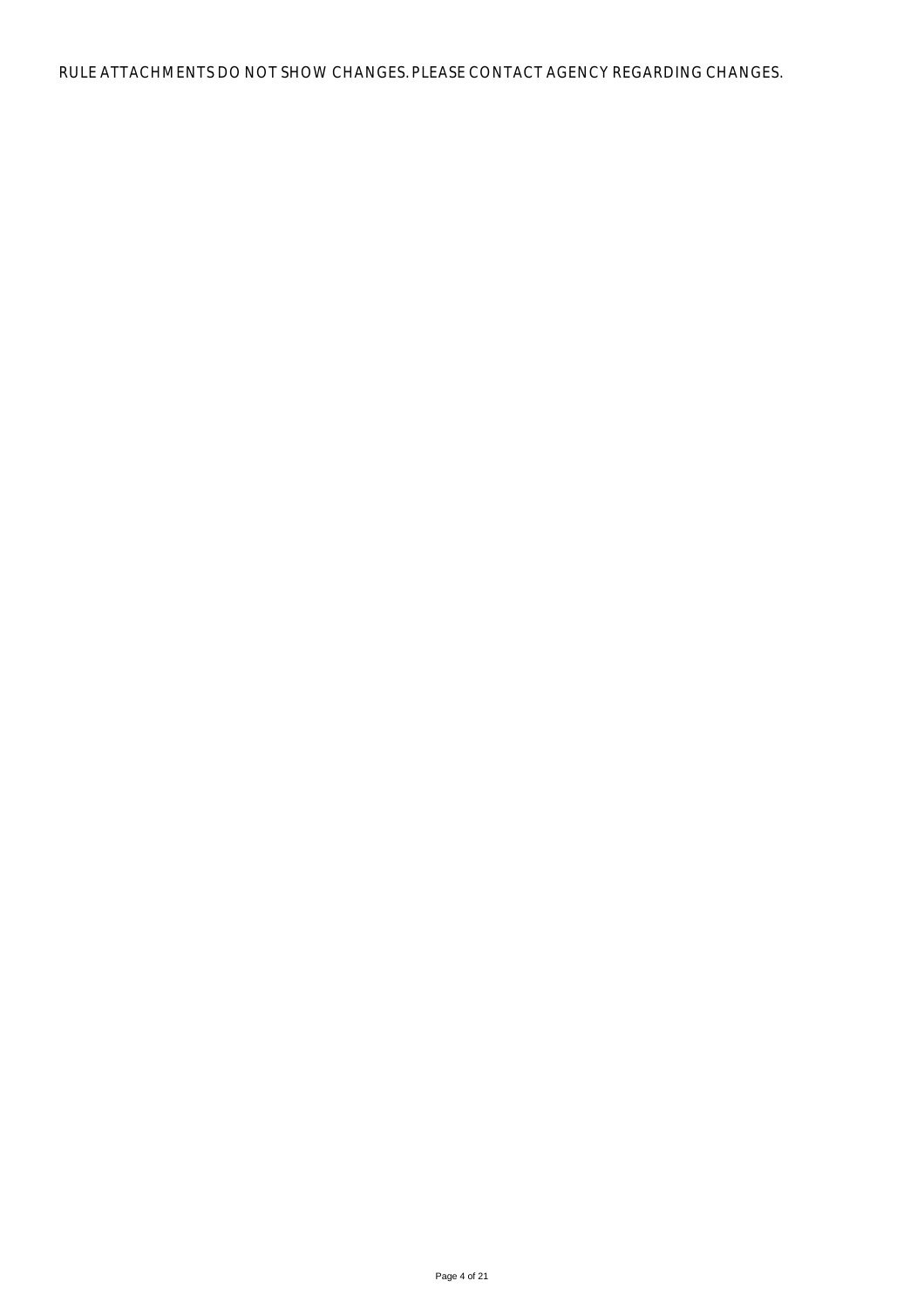RULE ATTACHMENTS DO NOT SHOW CHANGES. PLEASE CONTACT AGENCY REGARDING CHANGES.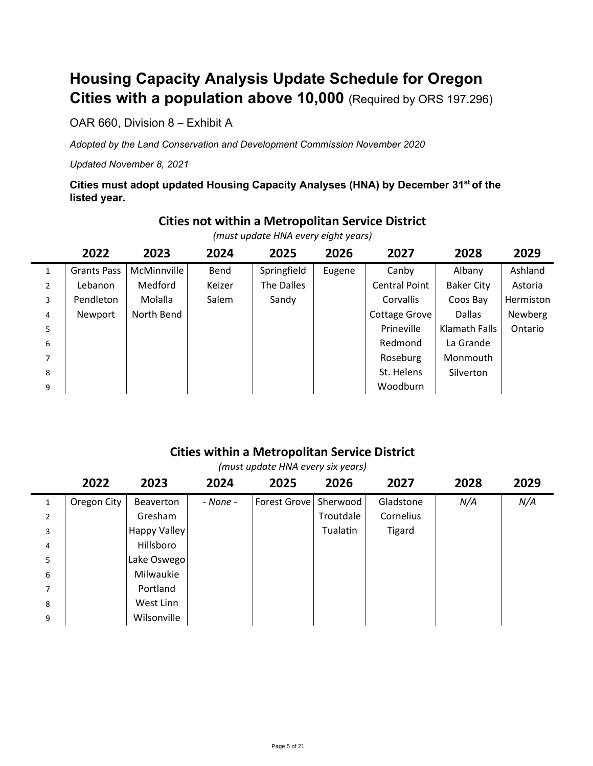# Housing Capacity Analysis Update Schedule for Oregon Cities with a population above 10,000 (Required by ORS 197.296)

OAR 660, Division 8 – Exhibit A

*Adopted by the Land Conservation and Development Commission November 2020*

*Updated November 8, 2021*

**Cities must adopt updated Housing Capacity Analyses (HNA) by December 31st of the listed year.**

## Cities not within a Metropolitan Service District

*(must update HNA every eight years)*

| | 2022 | 2023 | 2024 | 2025 | 2026 | 2027 | 2028 | 2029 |
|---|---|---|---|---|---|---|---|---|
| 1 | Grants Pass | McMinnville | Bend | Springfield | Eugene | Canby | Albany | Ashland |
| 2 | Lebanon | Medford | Keizer | The Dalles | | Central Point | Baker City | Astoria |
| 3 | Pendleton | Molalla | Salem | Sandy | | Corvallis | Coos Bay | Hermiston |
| 4 | Newport | North Bend | | | | Cottage Grove | Dallas | Newberg |
| 5 | | | | | | Prineville | Klamath Falls | Ontario |
| 6 | | | | | | Redmond | La Grande | |
| 7 | | | | | | Roseburg | Monmouth | |
| 8 | | | | | | St. Helens | Silverton | |
| 9 | | | | | | Woodburn | | |

## Cities within a Metropolitan Service District

*(must update HNA every six years)*

| | 2022 | 2023 | 2024 | 2025 | 2026 | 2027 | 2028 | 2029 |
|---|---|---|---|---|---|---|---|---|
| 1 | Oregon City | Beaverton | - None - | Forest Grove | Sherwood | Gladstone | N/A | N/A |
| 2 | | Gresham | | | Troutdale | Cornelius | | |
| 3 | | Happy Valley | | | Tualatin | Tigard | | |
| 4 | | Hillsboro | | | | | | |
| 5 | | Lake Oswego | | | | | | |
| 6 | | Milwaukie | | | | | | |
| 7 | | Portland | | | | | | |
| 8 | | West Linn | | | | | | |
| 9 | | Wilsonville | | | | | | |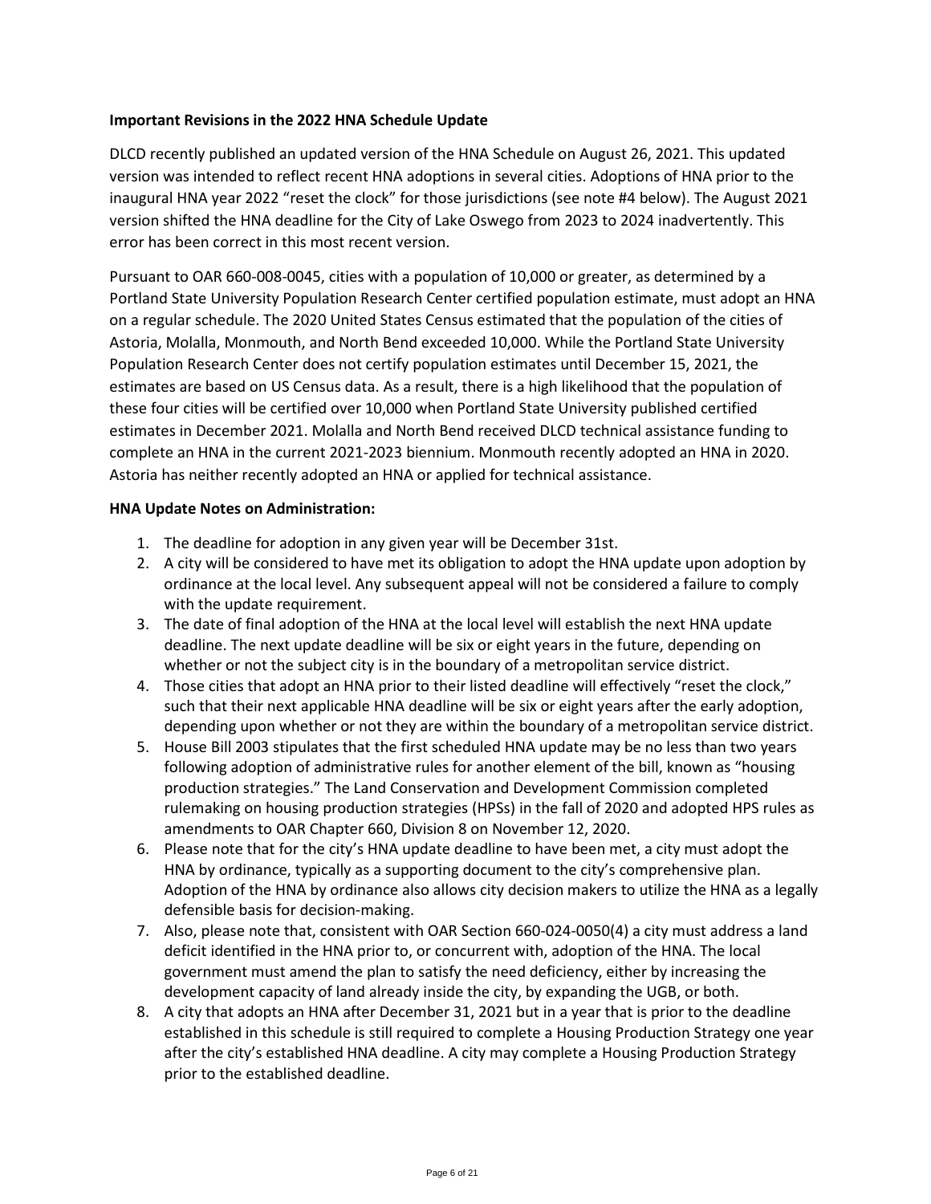**Important Revisions in the 2022 HNA Schedule Update**

DLCD recently published an updated version of the HNA Schedule on August 26, 2021. This updated version was intended to reflect recent HNA adoptions in several cities. Adoptions of HNA prior to the inaugural HNA year 2022 "reset the clock" for those jurisdictions (see note #4 below). The August 2021 version shifted the HNA deadline for the City of Lake Oswego from 2023 to 2024 inadvertently. This error has been correct in this most recent version.

Pursuant to OAR 660-008-0045, cities with a population of 10,000 or greater, as determined by a Portland State University Population Research Center certified population estimate, must adopt an HNA on a regular schedule. The 2020 United States Census estimated that the population of the cities of Astoria, Molalla, Monmouth, and North Bend exceeded 10,000. While the Portland State University Population Research Center does not certify population estimates until December 15, 2021, the estimates are based on US Census data. As a result, there is a high likelihood that the population of these four cities will be certified over 10,000 when Portland State University published certified estimates in December 2021. Molalla and North Bend received DLCD technical assistance funding to complete an HNA in the current 2021-2023 biennium. Monmouth recently adopted an HNA in 2020. Astoria has neither recently adopted an HNA or applied for technical assistance.

**HNA Update Notes on Administration:**

1. The deadline for adoption in any given year will be December 31st.
2. A city will be considered to have met its obligation to adopt the HNA update upon adoption by ordinance at the local level. Any subsequent appeal will not be considered a failure to comply with the update requirement.
3. The date of final adoption of the HNA at the local level will establish the next HNA update deadline. The next update deadline will be six or eight years in the future, depending on whether or not the subject city is in the boundary of a metropolitan service district.
4. Those cities that adopt an HNA prior to their listed deadline will effectively "reset the clock," such that their next applicable HNA deadline will be six or eight years after the early adoption, depending upon whether or not they are within the boundary of a metropolitan service district.
5. House Bill 2003 stipulates that the first scheduled HNA update may be no less than two years following adoption of administrative rules for another element of the bill, known as "housing production strategies." The Land Conservation and Development Commission completed rulemaking on housing production strategies (HPSs) in the fall of 2020 and adopted HPS rules as amendments to OAR Chapter 660, Division 8 on November 12, 2020.
6. Please note that for the city's HNA update deadline to have been met, a city must adopt the HNA by ordinance, typically as a supporting document to the city's comprehensive plan. Adoption of the HNA by ordinance also allows city decision makers to utilize the HNA as a legally defensible basis for decision-making.
7. Also, please note that, consistent with OAR Section 660-024-0050(4) a city must address a land deficit identified in the HNA prior to, or concurrent with, adoption of the HNA. The local government must amend the plan to satisfy the need deficiency, either by increasing the development capacity of land already inside the city, by expanding the UGB, or both.
8. A city that adopts an HNA after December 31, 2021 but in a year that is prior to the deadline established in this schedule is still required to complete a Housing Production Strategy one year after the city's established HNA deadline. A city may complete a Housing Production Strategy prior to the established deadline.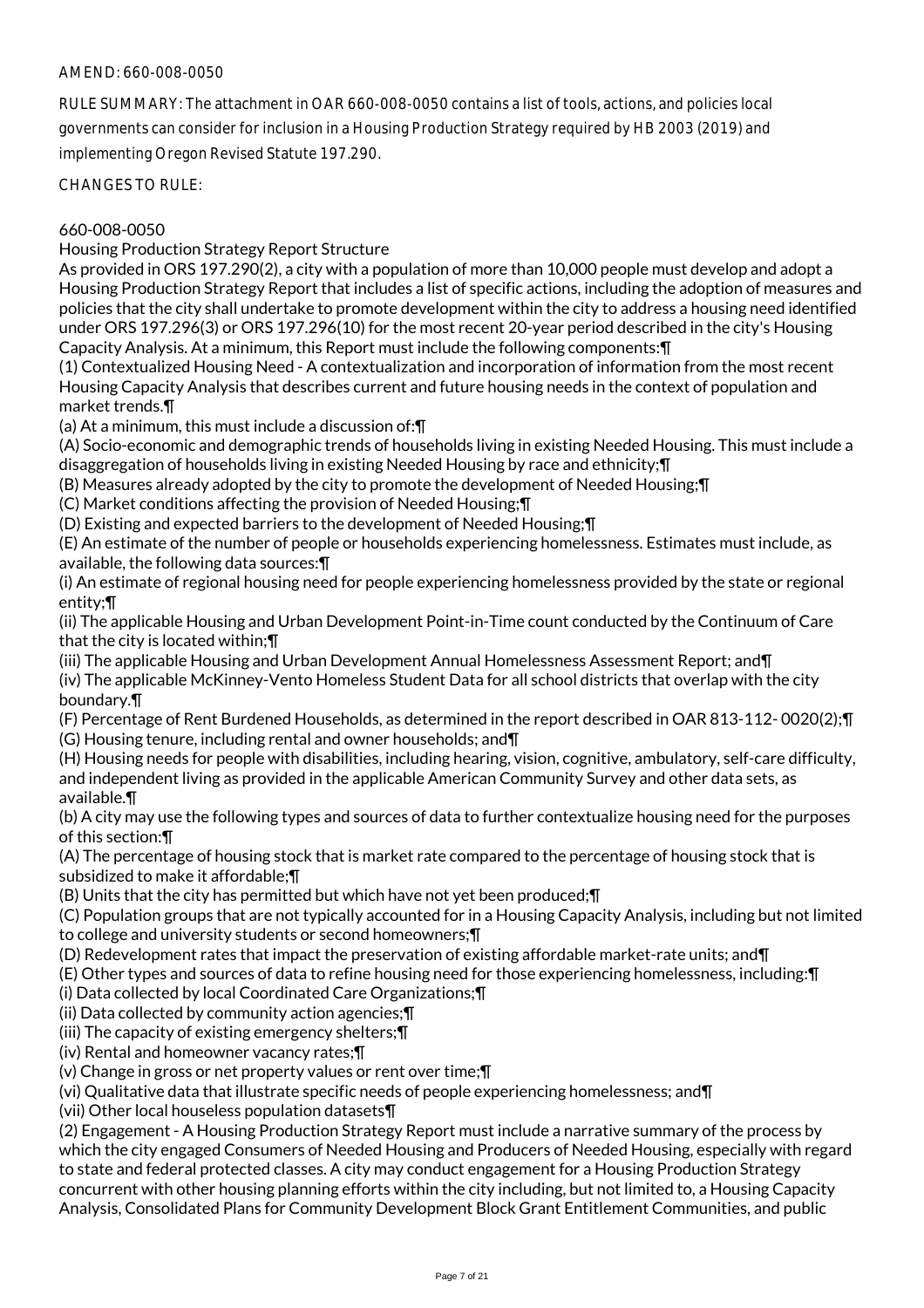AMEND: 660-008-0050

RULE SUMMARY: The attachment in OAR 660-008-0050 contains a list of tools, actions, and policies local governments can consider for inclusion in a Housing Production Strategy required by HB 2003 (2019) and implementing Oregon Revised Statute 197.290.

CHANGES TO RULE:

660-008-0050

Housing Production Strategy Report Structure

As provided in ORS 197.290(2), a city with a population of more than 10,000 people must develop and adopt a Housing Production Strategy Report that includes a list of specific actions, including the adoption of measures and policies that the city shall undertake to promote development within the city to address a housing need identified under ORS 197.296(3) or ORS 197.296(10) for the most recent 20-year period described in the city's Housing Capacity Analysis. At a minimum, this Report must include the following components:¶

(1) Contextualized Housing Need - A contextualization and incorporation of information from the most recent Housing Capacity Analysis that describes current and future housing needs in the context of population and market trends.¶

(a) At a minimum, this must include a discussion of:¶

(A) Socio-economic and demographic trends of households living in existing Needed Housing. This must include a disaggregation of households living in existing Needed Housing by race and ethnicity;¶

(B) Measures already adopted by the city to promote the development of Needed Housing;¶

(C) Market conditions affecting the provision of Needed Housing;¶

(D) Existing and expected barriers to the development of Needed Housing;¶

(E) An estimate of the number of people or households experiencing homelessness. Estimates must include, as available, the following data sources:¶

(i) An estimate of regional housing need for people experiencing homelessness provided by the state or regional entity;¶

(ii) The applicable Housing and Urban Development Point-in-Time count conducted by the Continuum of Care that the city is located within;¶

(iii) The applicable Housing and Urban Development Annual Homelessness Assessment Report; and¶

(iv) The applicable McKinney-Vento Homeless Student Data for all school districts that overlap with the city boundary.¶

(F) Percentage of Rent Burdened Households, as determined in the report described in OAR 813-112- 0020(2);¶

(G) Housing tenure, including rental and owner households; and¶

(H) Housing needs for people with disabilities, including hearing, vision, cognitive, ambulatory, self-care difficulty, and independent living as provided in the applicable American Community Survey and other data sets, as available.¶

(b) A city may use the following types and sources of data to further contextualize housing need for the purposes of this section:¶

(A) The percentage of housing stock that is market rate compared to the percentage of housing stock that is subsidized to make it affordable;¶

(B) Units that the city has permitted but which have not yet been produced;¶

(C) Population groups that are not typically accounted for in a Housing Capacity Analysis, including but not limited to college and university students or second homeowners;¶

(D) Redevelopment rates that impact the preservation of existing affordable market-rate units; and¶

(E) Other types and sources of data to refine housing need for those experiencing homelessness, including:¶

(i) Data collected by local Coordinated Care Organizations;¶

(ii) Data collected by community action agencies;¶

(iii) The capacity of existing emergency shelters;¶

(iv) Rental and homeowner vacancy rates;¶

(v) Change in gross or net property values or rent over time;¶

(vi) Qualitative data that illustrate specific needs of people experiencing homelessness; and¶

(vii) Other local houseless population datasets¶

(2) Engagement - A Housing Production Strategy Report must include a narrative summary of the process by which the city engaged Consumers of Needed Housing and Producers of Needed Housing, especially with regard to state and federal protected classes. A city may conduct engagement for a Housing Production Strategy concurrent with other housing planning efforts within the city including, but not limited to, a Housing Capacity Analysis, Consolidated Plans for Community Development Block Grant Entitlement Communities, and public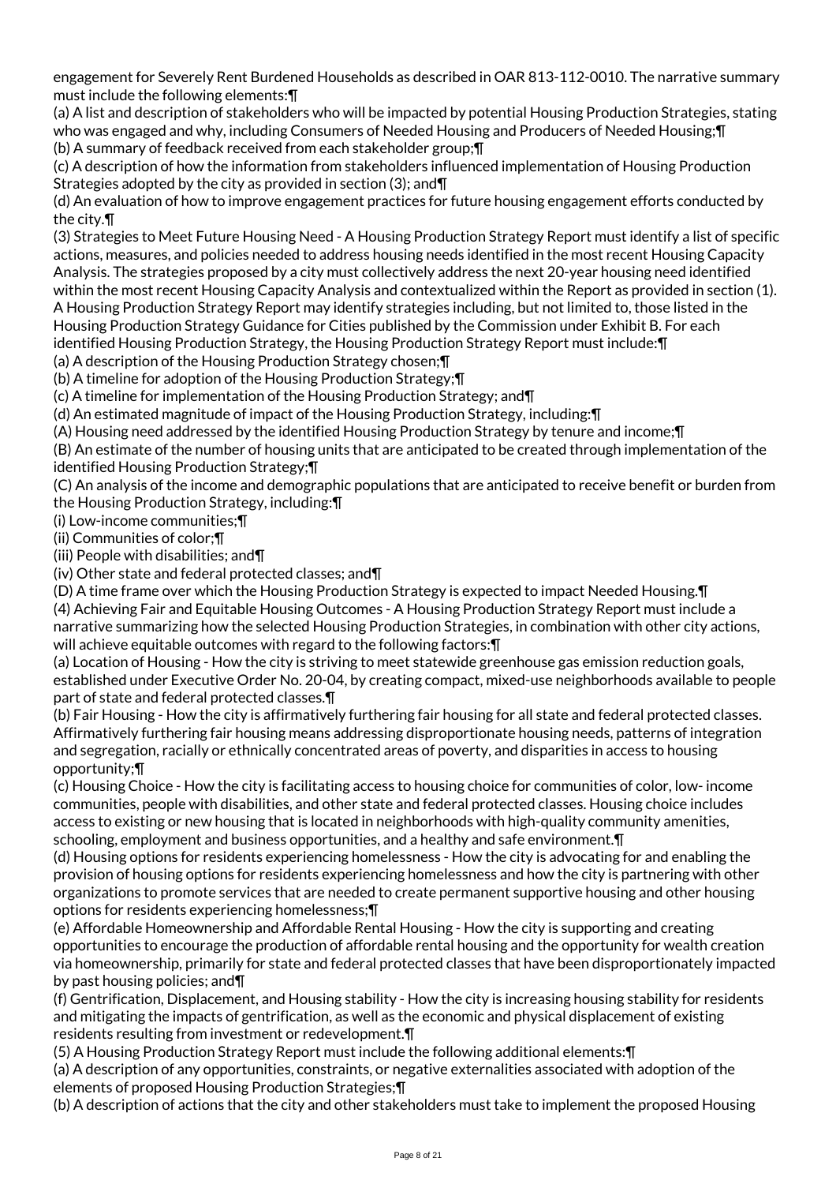engagement for Severely Rent Burdened Households as described in OAR 813-112-0010. The narrative summary must include the following elements:¶

(a) A list and description of stakeholders who will be impacted by potential Housing Production Strategies, stating who was engaged and why, including Consumers of Needed Housing and Producers of Needed Housing;¶

(b) A summary of feedback received from each stakeholder group;¶

(c) A description of how the information from stakeholders influenced implementation of Housing Production Strategies adopted by the city as provided in section (3); and¶

(d) An evaluation of how to improve engagement practices for future housing engagement efforts conducted by the city.¶

(3) Strategies to Meet Future Housing Need - A Housing Production Strategy Report must identify a list of specific actions, measures, and policies needed to address housing needs identified in the most recent Housing Capacity Analysis. The strategies proposed by a city must collectively address the next 20-year housing need identified within the most recent Housing Capacity Analysis and contextualized within the Report as provided in section (1). A Housing Production Strategy Report may identify strategies including, but not limited to, those listed in the Housing Production Strategy Guidance for Cities published by the Commission under Exhibit B. For each identified Housing Production Strategy, the Housing Production Strategy Report must include:¶

(a) A description of the Housing Production Strategy chosen;¶

(b) A timeline for adoption of the Housing Production Strategy;¶

(c) A timeline for implementation of the Housing Production Strategy; and¶

(d) An estimated magnitude of impact of the Housing Production Strategy, including:¶

(A) Housing need addressed by the identified Housing Production Strategy by tenure and income;¶

(B) An estimate of the number of housing units that are anticipated to be created through implementation of the identified Housing Production Strategy;¶

(C) An analysis of the income and demographic populations that are anticipated to receive benefit or burden from the Housing Production Strategy, including:¶

(i) Low-income communities;¶

(ii) Communities of color;¶

(iii) People with disabilities; and¶

(iv) Other state and federal protected classes; and¶

(D) A time frame over which the Housing Production Strategy is expected to impact Needed Housing.¶

(4) Achieving Fair and Equitable Housing Outcomes - A Housing Production Strategy Report must include a narrative summarizing how the selected Housing Production Strategies, in combination with other city actions, will achieve equitable outcomes with regard to the following factors:¶

(a) Location of Housing - How the city is striving to meet statewide greenhouse gas emission reduction goals, established under Executive Order No. 20-04, by creating compact, mixed-use neighborhoods available to people part of state and federal protected classes.¶

(b) Fair Housing - How the city is affirmatively furthering fair housing for all state and federal protected classes. Affirmatively furthering fair housing means addressing disproportionate housing needs, patterns of integration and segregation, racially or ethnically concentrated areas of poverty, and disparities in access to housing opportunity;¶

(c) Housing Choice - How the city is facilitating access to housing choice for communities of color, low- income communities, people with disabilities, and other state and federal protected classes. Housing choice includes access to existing or new housing that is located in neighborhoods with high-quality community amenities, schooling, employment and business opportunities, and a healthy and safe environment.¶

(d) Housing options for residents experiencing homelessness - How the city is advocating for and enabling the provision of housing options for residents experiencing homelessness and how the city is partnering with other organizations to promote services that are needed to create permanent supportive housing and other housing options for residents experiencing homelessness;¶

(e) Affordable Homeownership and Affordable Rental Housing - How the city is supporting and creating opportunities to encourage the production of affordable rental housing and the opportunity for wealth creation via homeownership, primarily for state and federal protected classes that have been disproportionately impacted by past housing policies; and¶

(f) Gentrification, Displacement, and Housing stability - How the city is increasing housing stability for residents and mitigating the impacts of gentrification, as well as the economic and physical displacement of existing residents resulting from investment or redevelopment.¶

(5) A Housing Production Strategy Report must include the following additional elements:¶

(a) A description of any opportunities, constraints, or negative externalities associated with adoption of the elements of proposed Housing Production Strategies;¶

(b) A description of actions that the city and other stakeholders must take to implement the proposed Housing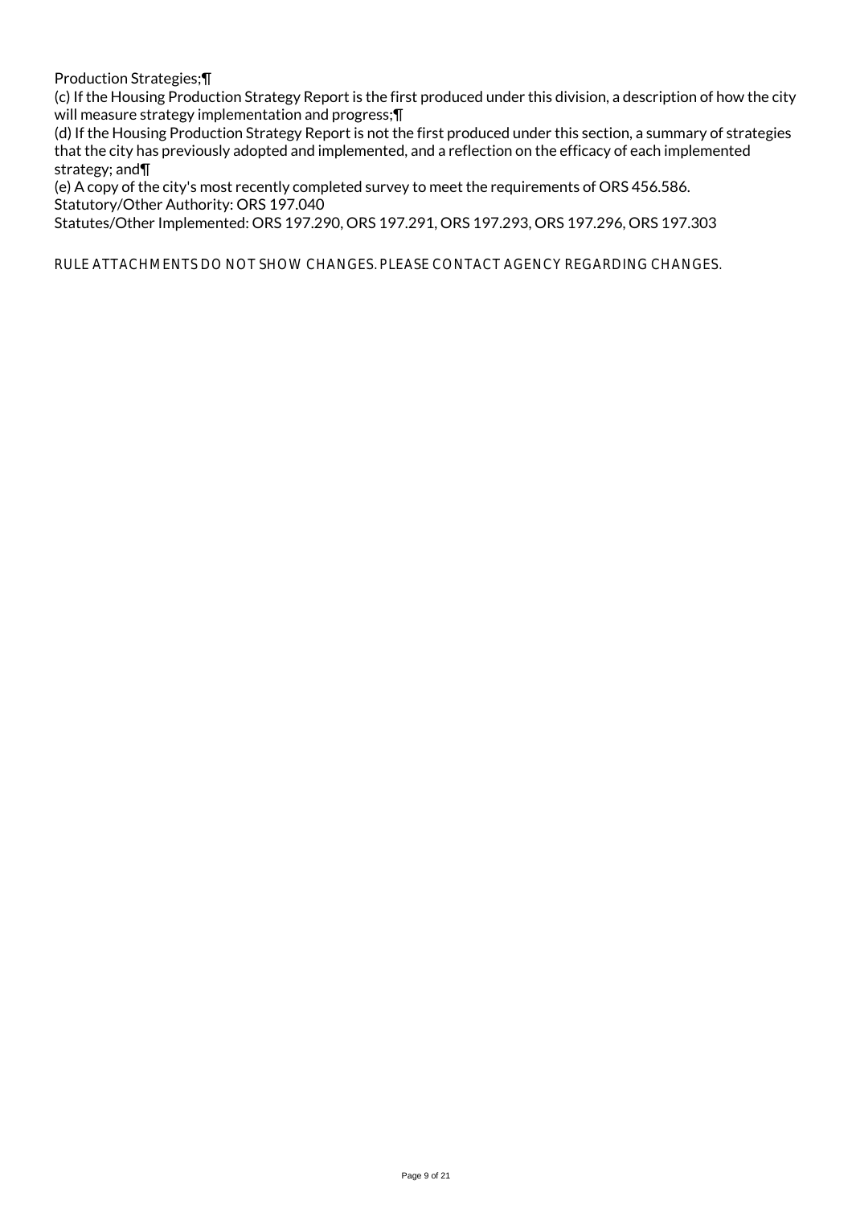Production Strategies;¶

(c) If the Housing Production Strategy Report is the first produced under this division, a description of how the city will measure strategy implementation and progress;¶

(d) If the Housing Production Strategy Report is not the first produced under this section, a summary of strategies that the city has previously adopted and implemented, and a reflection on the efficacy of each implemented strategy; and¶

(e) A copy of the city's most recently completed survey to meet the requirements of ORS 456.586.

Statutory/Other Authority: ORS 197.040

Statutes/Other Implemented: ORS 197.290, ORS 197.291, ORS 197.293, ORS 197.296, ORS 197.303

RULE ATTACHMENTS DO NOT SHOW CHANGES. PLEASE CONTACT AGENCY REGARDING CHANGES.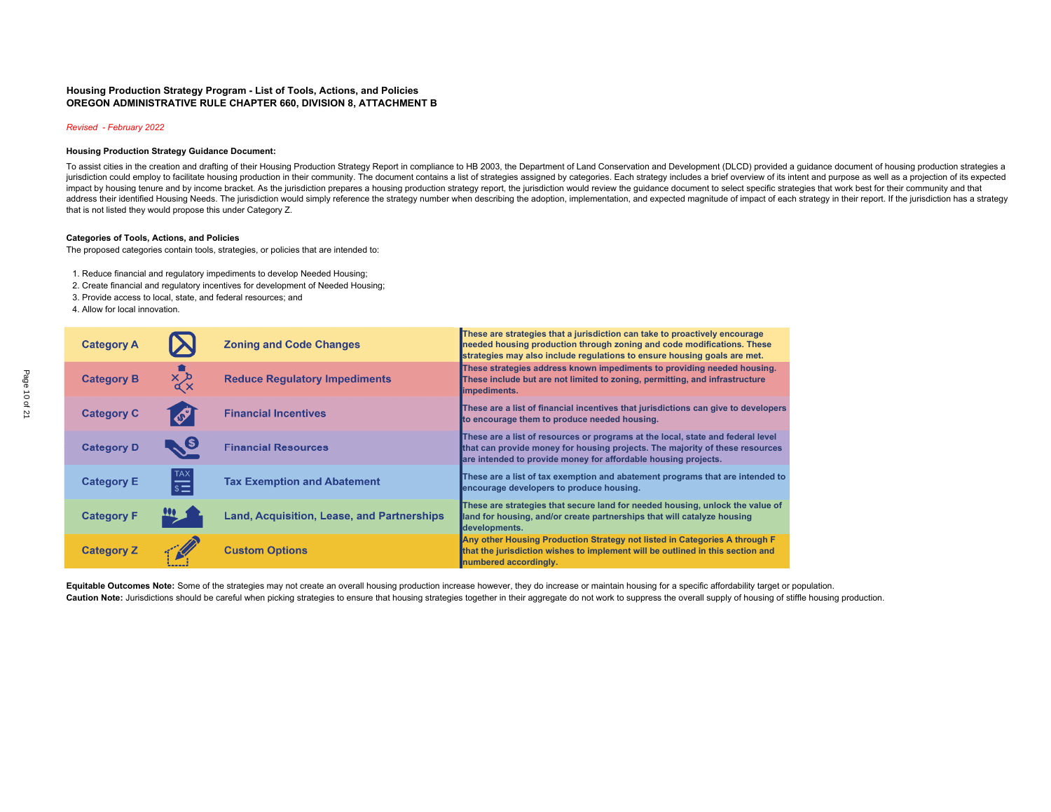**Housing Production Strategy Program - List of Tools, Actions, and Policies**
**OREGON ADMINISTRATIVE RULE CHAPTER 660, DIVISION 8, ATTACHMENT B**

*Revised - February 2022*

**Housing Production Strategy Guidance Document:**

To assist cities in the creation and drafting of their Housing Production Strategy Report in compliance to HB 2003, the Department of Land Conservation and Development (DLCD) provided a guidance document of housing production strategies a jurisdiction could employ to facilitate housing production in their community. The document contains a list of strategies assigned by categories. Each strategy includes a brief overview of its intent and purpose as well as a projection of its expected impact by housing tenure and by income bracket. As the jurisdiction prepares a housing production strategy report, the jurisdiction would review the guidance document to select specific strategies that work best for their community and that address their identified Housing Needs. The jurisdiction would simply reference the strategy number when describing the adoption, implementation, and expected magnitude of impact of each strategy in their report. If the jurisdiction has a strategy that is not listed they would propose this under Category Z.

**Categories of Tools, Actions, and Policies**

The proposed categories contain tools, strategies, or policies that are intended to:

1. Reduce financial and regulatory impediments to develop Needed Housing;
2. Create financial and regulatory incentives for development of Needed Housing;
3. Provide access to local, state, and federal resources; and
4. Allow for local innovation.

| Category | Name | Description |
|---|---|---|
| Category A | Zoning and Code Changes | These are strategies that a jurisdiction can take to proactively encourage needed housing production through zoning and code modifications. These strategies may also include regulations to ensure housing goals are met. |
| Category B | Reduce Regulatory Impediments | These strategies address known impediments to providing needed housing. These include but are not limited to zoning, permitting, and infrastructure impediments. |
| Category C | Financial Incentives | These are a list of financial incentives that jurisdictions can give to developers to encourage them to produce needed housing. |
| Category D | Financial Resources | These are a list of resources or programs at the local, state and federal level that can provide money for housing projects. The majority of these resources are intended to provide money for affordable housing projects. |
| Category E | Tax Exemption and Abatement | These are a list of tax exemption and abatement programs that are intended to encourage developers to produce housing. |
| Category F | Land, Acquisition, Lease, and Partnerships | These are strategies that secure land for needed housing, unlock the value of land for housing, and/or create partnerships that will catalyze housing developments. |
| Category Z | Custom Options | Any other Housing Production Strategy not listed in Categories A through F that the jurisdiction wishes to implement will be outlined in this section and numbered accordingly. |

**Equitable Outcomes Note:** Some of the strategies may not create an overall housing production increase however, they do increase or maintain housing for a specific affordability target or population.

**Caution Note:** Jurisdictions should be careful when picking strategies to ensure that housing strategies together in their aggregate do not work to suppress the overall supply of housing of stiffle housing production.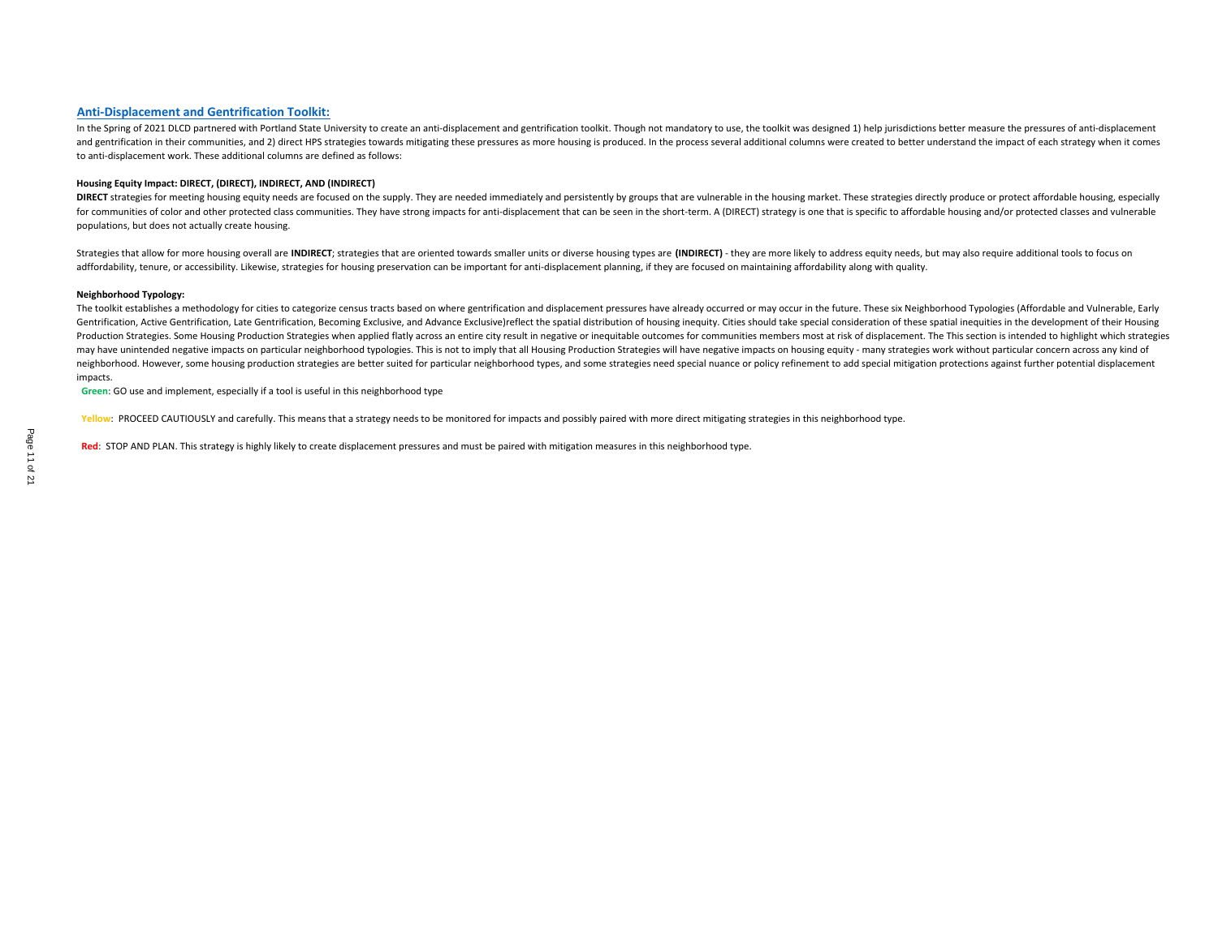## Anti-Displacement and Gentrification Toolkit:

In the Spring of 2021 DLCD partnered with Portland State University to create an anti-displacement and gentrification toolkit. Though not mandatory to use, the toolkit was designed 1) help jurisdictions better measure the pressures of anti-displacement and gentrification in their communities, and 2) direct HPS strategies towards mitigating these pressures as more housing is produced. In the process several additional columns were created to better understand the impact of each strategy when it comes to anti-displacement work. These additional columns are defined as follows:

**Housing Equity Impact: DIRECT, (DIRECT), INDIRECT, AND (INDIRECT)**

**DIRECT** strategies for meeting housing equity needs are focused on the supply. They are needed immediately and persistently by groups that are vulnerable in the housing market. These strategies directly produce or protect affordable housing, especially for communities of color and other protected class communities. They have strong impacts for anti-displacement that can be seen in the short-term. A (DIRECT) strategy is one that is specific to affordable housing and/or protected classes and vulnerable populations, but does not actually create housing.

Strategies that allow for more housing overall are **INDIRECT**; strategies that are oriented towards smaller units or diverse housing types are **(INDIRECT)** - they are more likely to address equity needs, but may also require additional tools to focus on adffordability, tenure, or accessibility. Likewise, strategies for housing preservation can be important for anti-displacement planning, if they are focused on maintaining affordability along with quality.

**Neighborhood Typology:**

The toolkit establishes a methodology for cities to categorize census tracts based on where gentrification and displacement pressures have already occurred or may occur in the future. These six Neighborhood Typologies (Affordable and Vulnerable, Early Gentrification, Active Gentrification, Late Gentrification, Becoming Exclusive, and Advance Exclusive)reflect the spatial distribution of housing inequity. Cities should take special consideration of these spatial inequities in the development of their Housing Production Strategies. Some Housing Production Strategies when applied flatly across an entire city result in negative or inequitable outcomes for communities members most at risk of displacement. The This section is intended to highlight which strategies may have unintended negative impacts on particular neighborhood typologies. This is not to imply that all Housing Production Strategies will have negative impacts on housing equity - many strategies work without particular concern across any kind of neighborhood. However, some housing production strategies are better suited for particular neighborhood types, and some strategies need special nuance or policy refinement to add special mitigation protections against further potential displacement impacts.

**Green**: GO use and implement, especially if a tool is useful in this neighborhood type

**Yellow**: PROCEED CAUTIOUSLY and carefully. This means that a strategy needs to be monitored for impacts and possibly paired with more direct mitigating strategies in this neighborhood type.

**Red**: STOP AND PLAN. This strategy is highly likely to create displacement pressures and must be paired with mitigation measures in this neighborhood type.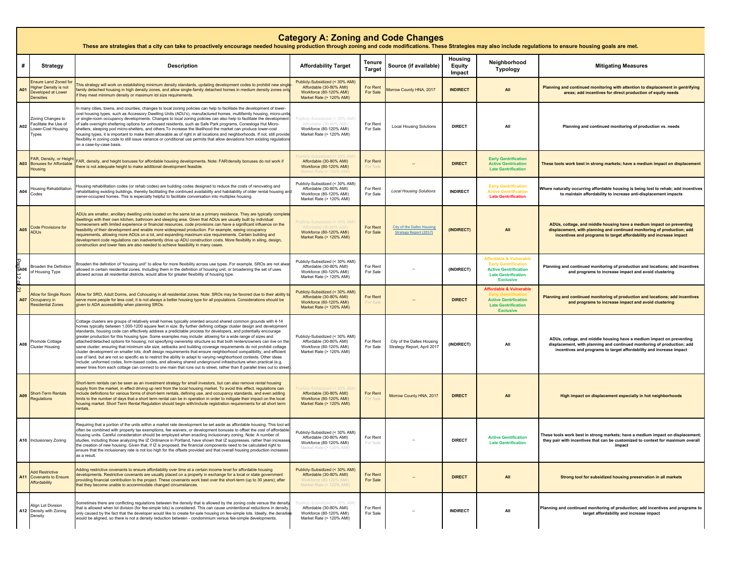# Category A: Zoning and Code Changes

**These are strategies that a city can take to proactively encourage needed housing production through zoning and code modifications. These Strategies may also include regulations to ensure housing goals are met.**

| # | Strategy | Description | Affordability Target | Tenure Target | Source (if available) | Housing Equity Impact | Neighborhood Typology | Mitigating Measures |
|---|---|---|---|---|---|---|---|---|
| A01 | Ensure Land Zoned for Higher Density is not Developed at Lower Densities | This strategy will work on establishing minimum density standards, updating development codes to prohibit new single-family detached housing in high density zones, and allow single-family detached homes in medium density zones only if they meet minimum density or maximum lot size requirements. | Publicly-Subsidized (< 30% AMI)<br>Affordable (30-80% AMI)<br>Workforce (80-120% AMI)<br>Market Rate (> 120% AMI) | For Rent<br>For Sale | Morrow County HNA, 2017 | **INDIRECT** | **All** | **Planning and continued monitoring with attention to displacement in gentrifying areas; add incentives for direct production of equity needs** |
| A02 | Zoning Changes to Facilitate the Use of Lower-Cost Housing Types | In many cities, towns, and counties, changes to local zoning policies can help to facilitate the development of lower-cost housing types, such as Accessory Dwelling Units (ADU's), manufactured homes, multifamily housing, micro-units, or single-room occupancy developments. Changes to local zoning policies can also help to facilitate the development of safe overnight sheltering options for unhoused residents, such as Safe Park programs, Conestoga Hut Micro-shelters, sleeping pod micro-shelters, and others.To increase the likelihood the market can produce lower-cost housing types, it is important to make them allowable as of right in all locations and neighborhoods. If not, still provide flexibility in zoning code to still issue variance or conditional use permits that allow deviations from existing regulations on a case-by-case basis. | Publicly-Subsidized (< 30% AMI)<br>Affordable (30-80% AMI)<br>Workforce (80-120% AMI)<br>Market Rate (> 120% AMI) | For Rent<br>For Sale | Local Housing Solutions | **DIRECT** | **All** | **Planning and continued monitoring of production vs. needs** |
| A03 | FAR, Density, or Height Bonuses for Affordable Housing | FAR, density, and height bonuses for affordable housing developments. Note: FAR/density bonuses do not work if there is not adequate height to make additional development feasible. | Publicly-Subsidized (< 30% AMI)<br>Affordable (30-80% AMI)<br>Workforce (80-120% AMI)<br>Market Rate (> 120% AMI) | For Rent<br>For Sale | -- | **DIRECT** | **Early Gentrification**<br>**Active Gentrification**<br>**Late Gentrification** | **These tools work best in strong markets; have a medium impact on displacement** |
| A04 | Housing Rehabilitation Codes | Housing rehabilitation codes (or rehab codes) are building codes designed to reduce the costs of renovating and rehabilitating existing buildings, thereby facilitating the continued availability and habitability of older rental housing and owner-occupied homes. This is especially helpful to facilitate conversation into multiplex housing. | Publicly-Subsidized (< 30% AMI)<br>Affordable (30-80% AMI)<br>Workforce (80-120% AMI)<br>Market Rate (> 120% AMI) | For Rent<br>For Sale | *Local Housing Solutions* | **INDIRECT** | **Early Gentrification**<br>**Active Gentrification**<br>**Late Gentrification** | **Where naturally occurring affordable housing is being lost to rehab; add incentives to maintain affordability to increase anti-displacement impacts** |
| A05 | Code Provisions for ADUs | ADUs are smaller, ancillary dwelling units located on the same lot as a primary residence. They are typically complete dwellings with their own kitchen, bathroom and sleeping area. Given that ADUs are usually built by individual homeowners with limited experience or financial resources, code provisions can have a significant influence on the feasibility of their development and enable more widespread production. For example, easing occupancy requirements, allowing more ADUs on a lot, and expanding maximum size requirements. Certain building and development code regulations can inadvertently drive up ADU construction costs. More flexibility in siting, design, construction and lower fees are also needed to achieve feasibility in many cases. | Publicly-Subsidized (< 30% AMI)<br>Affordable (30-80% AMI)<br>Workforce (80-120% AMI)<br>Market Rate (> 120% AMI) | For Rent<br>For Sale | City of the Dalles Housing Strategy Report (2017) | **(INDIRECT)** | **All** | **ADUs, cottage, and middle housing have a medium impact on preventing displacement, with planning and continued monitoring of production; add incentives and programs to target affordability and increase impact** |
| A06 | Broaden the Definition of Housing Type | Broaden the definition of "housing unit" to allow for more flexibility across use types. For example, SROs are not always allowed in certain residential zones. Including them in the definition of housing unit, or broadening the set of uses allowed across all residential districts, would allow for greater flexibility of housing type. | Publicly-Subsidized (< 30% AMI)<br>Affordable (30-80% AMI)<br>Workforce (80-120% AMI)<br>Market Rate (> 120% AMI) | For Rent<br>For Sale | -- | **(INDIRECT)** | **Affordable & Vulnerable**<br>**Early Gentrification**<br>**Active Gentrification**<br>**Late Gentrification**<br>**Exclusive** | **Planning and continued monitoring of production and locations; add incentives and programs to increase impact and avoid clustering** |
| A07 | Allow for Single Room Occupancy in Residential Zones | Allow for SRO, Adult Dorms, and Cohousing in all residential zones. Note: SROs may be favored due to their ability to serve more people for less cost; it is not always a better housing type for all populations. Considerations should be given to ADA accessibility when planning SROs. | Publicly-Subsidized (< 30% AMI)<br>Affordable (30-80% AMI)<br>Workforce (80-120% AMI)<br>Market Rate (> 120% AMI) | For Rent<br>For Sale | -- | **DIRECT** | **Affordable & Vulnerable**<br>**Early Gentrification**<br>**Active Gentrification**<br>**Late Gentrification**<br>**Exclusive** | **Planning and continued monitoring of production and locations; add incentives and programs to increase impact and avoid clustering** |
| A08 | Promote Cottage Cluster Housing | Cottage clusters are groups of relatively small homes typically oriented around shared common grounds with 4-14 homes typically between 1,000-1200 square feet in size. By further defining cottage cluster design and development standards, housing code can effectively address a predictable process for developers, and potentially encourage greater production for this housing type. Some examples may include: allowing for a wide range of sizes and attached/detached options for housing; not specifying ownership structure so that both renters/owners can live on the same cluster; ensuring that minimum site size, setbacks and building coverage requirements do not prohibit cottage cluster development on smaller lots; draft design requirements that ensure neighborhood compatibility, and efficient use of land, but are not so specific as to restrict the ability to adapt to varying neighborhood contexts. Other ideas include: uniformed codes, form-based codes, and allowing shared underground infrastructure when practical (e.g. sewer lines from each cottage can connect to one main that runs out to street, rather than 8 parallel lines out to street). | Publicly-Subsidized (< 30% AMI)<br>Affordable (30-80% AMI)<br>Workforce (80-120% AMI)<br>Market Rate (> 120% AMI) | For Rent<br>For Sale | City of the Dalles Housing Strategy Report, April 2017 | **(INDIRECT)** | **All** | **ADUs, cottage, and middle housing have a medium impact on preventing displacement, with planning and continued monitoring of production; add incentives and programs to target affordability and increase impact** |
| A09 | Short-Term Rentals Regulations | Short-term rentals can be seen as an investment strategy for small investors, but can also remove rental housing supply from the market, in effect driving up rent from the local housing market. To avoid this effect, regulations can include definitions for various forms of short-term rentals, defining use, and occupancy standards, and even adding limits to the number of days that a short term rental can be in operation in order to mitigate their impact on the local housing market. Short Term Rental Regulation should begin with/include registration requirements for all short term rentals. | Publicly-Subsidized (< 30% AMI)<br>Affordable (30-80% AMI)<br>Workforce (80-120% AMI)<br>Market Rate (> 120% AMI) | For Rent<br>For Sale | Morrow County HNA, 2017 | **DIRECT** | **All** | **High impact on displacement especially in hot neighborhoods** |
| A10 | Inclusionary Zoning | Requiring that a portion of the units within a market rate development be set aside as affordable housing. This tool will often be combined with property tax exemptions, fee waivers, or development bonuses to offset the cost of affordable housing units. Careful consideration should be employed when enacting inclusionary zoning. Note: A number of studies, including those analyzing the IZ Ordinance in Portland, have shown that IZ suppresses, rather than increases, the creation of new housing. Given that, if IZ is proposed, the financial components need to be calculated right to ensure that the inclusionary rate is not too high for the offsets provided and that overall housing production increases as a result. | Publicly-Subsidized (< 30% AMI)<br>Affordable (30-80% AMI)<br>Workforce (80-120% AMI)<br>Market Rate (> 120% AMI) | For Rent<br>For Sale | -- | **DIRECT** | **Active Gentification**<br>**Late Gentrification** | **These tools work best in strong markets; have a medium impact on displacement; they pair with incentives that can be customized to context for maximum overall impact** |
| A11 | Add Restrictive Covenants to Ensure Affordability | Adding restrictive covenants to ensure affordability over time at a certain income level for affordable housing developments. Restrictive covenants are usually placed on a property in exchange for a local or state government providing financial contribution to the project. These covenants work best over the short-term (up to 30 years); after that they become unable to accommodate changed circumstances. | Publicly-Subsidized (< 30% AMI)<br>Affordable (30-80% AMI)<br>Workforce (80-120% AMI)<br>Market Rate (> 120% AMI) | For Rent<br>For Sale | -- | **DIRECT** | **All** | **Strong tool for subsidized housing preservation in all markets** |
| A12 | Align Lot Division Density with Zoning Density | Sometimes there are conflicting regulations between the density that is allowed by the zoning code versus the density that is allowed when lot division (for fee-simple lots) is considered. This can cause unintentional reductions in density, only caused by the fact that the developer would like to create for-sale housing on fee-simple lots. Ideally, the densities would be aligned, so there is not a density reduction between - condominium versus fee-simple developments. | Publicly-Subsidized (< 30% AMI)<br>Affordable (30-80% AMI)<br>Workforce (80-120% AMI)<br>Market Rate (> 120% AMI) | For Rent<br>For Sale | -- | **INDIRECT** | **All** | **Planning and continued monitoring of production; add incentives and programs to target affordability and increase impact** |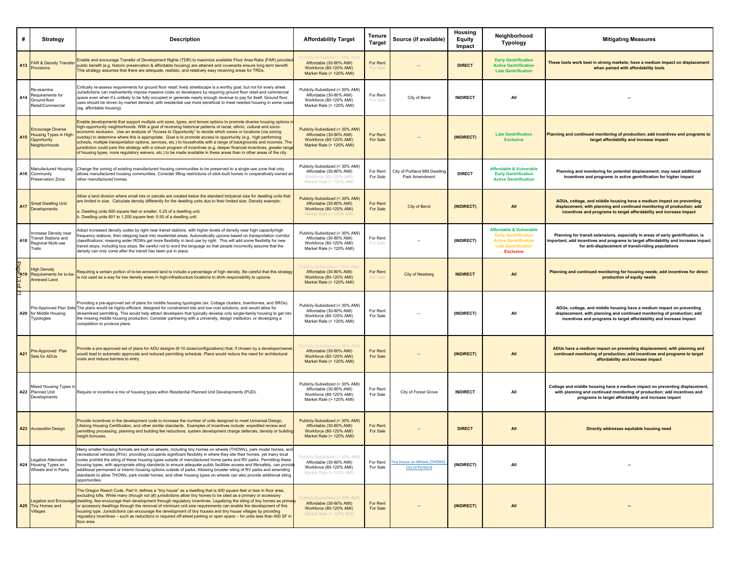| # | Strategy | Description | Affordability Target | Tenure Target | Source (if available) | Housing Equity Impact | Neighborhood Typology | Mitigating Measures |
|---|---|---|---|---|---|---|---|---|
| A13 | FAR & Density Transfer Provisions | Enable and encourage Transfer of Development Rights (TDR) to maximize available Floor Area Ratio (FAR) provided public benefit (e.g. historic preservation & affordable housing) are attained and covenants ensure long term benefit. This strategy assumes that there are adequate, realistic, and relatively easy receiving areas for TRDs. | Publicly-Subsidized (< 30% AMI)<br>Affordable (30-80% AMI)<br>Workforce (80-120% AMI)<br>Market Rate (> 120% AMI) | For Rent<br>For Sale | -- | DIRECT | Early Gentrification<br>Active Gentrification<br>Late Gentrification | These tools work best in strong markets; have a medium impact on displacement when paired with affordability tools |
| A14 | Re-examine Requirements for Ground-floor Retail/Commercial | Critically re-assess requirements for ground floor retail; lively streetscape is a worthy goal, but not for every street. Jurisdictions can inadvertently impose massive costs on developers by requiring ground floor retail and commercial space even when it's unlikely to be fully occupied or generate nearly enough revenue to pay for itself. Ground floor uses should be driven by market demand; with residential use more beneficial to meet needed housing in some cases (eg. affordable housing). | Publicly-Subsidized (< 30% AMI)<br>Affordable (30-80% AMI)<br>Workforce (80-120% AMI)<br>Market Rate (> 120% AMI) | For Rent<br>For Sale | City of Bend | INDIRECT | All | -- |
| A15 | Encourage Diverse Housing Types in High-Opportunity Neighborhoods | Enable developments that support multiple unit sizes, types, and tenure options to promote diverse housing options in high-opportunity neighborhoods. With a goal of reversing historical patterns of racial, ethnic, cultural and socio-economic exclusion. Use an analysis of "Access to Opportunity" to decide which zones or locations (via zoning overlay) to determine where this is appropriate. Goal is to promote access to opportunity (e.g., high performing schools, multiple transportation options, services, etc.) to households with a range of backgrounds and incomes. The jurisdiction could pare this strategy with a robust program of incentives (e.g, deeper financial incentives, greater range of housing types, more regulatory waivers, etc.) to be made available in these areas than in other areas of the city. | Publicly-Subsidized (< 30% AMI)<br>Affordable (30-80% AMI)<br>Workforce (80-120% AMI)<br>Market Rate (> 120% AMI) | For Rent<br>For Sale | -- | (INDIRECT) | Late Gentrification<br>Exclusive | Planning and continued monitoring of production; add incentives and programs to target affordability and increase impact |
| A16 | Manufactured Housing Community Preservation Zone | Change the zoning of existing manufactured housing communities to be preserved to a single-use zone that only allows manufactured housing communities. Consider lifting restrictions of stick-built homes in cooperatively-owned and other manufactured homes. | Publicly-Subsidized (< 30% AMI)<br>Affordable (30-80% AMI)<br>Workforce (80-120% AMI)<br>Market Rate (> 120% AMI) | For Rent<br>For Sale | City of Portland Mfd Dwelling Park Amendment | DIRECT | Affordable & Vulnerable<br>Early Gentrification<br>Active Gentrification | Planning and monitoring for potential displacement; may need additional incentives and programs in active gentrification for higher impact |
| A17 | Small Dwelling Unit Developments | Allow a land division where small lots or parcels are created below the standard lot/parcel size for dwelling units that are limited in size. Calculate density differently for the dwelling units due to their limited size. Density example:<br><br>a. Dwelling units 600 square feet or smaller: 0.25 of a dwelling unit.<br>b. Dwelling units 601 to 1,200 square feet: 0.50 of a dwelling unit. | Publicly-Subsidized (< 30% AMI)<br>Affordable (30-80% AMI)<br>Workforce (80-120% AMI)<br>Market Rate (> 120% AMI) | For Rent<br>For Sale | City of Bend | (INDIRECT) | All | ADUs, cottage, and middle housing have a medium impact on preventing displacement, with planning and continued monitoring of production; add incentives and programs to target affordability and increase impact |
| A18 | Increase Density near Transit Stations and Regional Multi-use Trails | Adopt increased density codes by right near transit stations, with higher levels of density near high capacity/high frequency stations, then stepping back into residential areas. Automatically upzone based on transportation corridor classifications; meaning wider ROWs get more flexibility in land use by right. This will add some flexibility for new transit stops, including bus stops. Be careful not to word the language so that people incorrectly assume that the density can only come after the transit has been put in place. | Publicly-Subsidized (< 30% AMI)<br>Affordable (30-80% AMI)<br>Workforce (80-120% AMI)<br>Market Rate (> 120% AMI) | For Rent<br>For Sale | -- | (INDIRECT) | Affordable & Vulnerable<br>Early Gentrification<br>Active Gentrification<br>Late Gentrification<br>Exclusive | Planning for transit extensions, especially in areas of early gentrification, is important; add incentives and programs to target affordability and increase impact for anti-displacement of transit-riding populations |
| A19 | High Density Requirements for to-be-Annexed Land | Requiring a certain portion of to-be-annexed land to include a percentage of high density. Be careful that this strategy is not used as a way for low density areas in high-infrastructure locations to shirk responsibility to upzone. | Publicly-Subsidized (< 30% AMI)<br>Affordable (30-80% AMI)<br>Workforce (80-120% AMI)<br>Market Rate (> 120% AMI) | For Rent<br>For Sale | City of Newberg | INDIRECT | All | Planning and continued monitoring for housing needs; add incentives for direct production of equity needs |
| A20 | Pre-Approved Plan Sets for Middle Housing Typologies | Providing a pre-approved set of plans for middle housing typologies (ex. Cottage clusters, townhomes, and SROs). The plans would be highly-efficient, designed for constrained lots and low cost solutions, and would allow for streamlined permitting. This would help attract developers that typically develop only single-family housing to get into the missing middle housing production. Consider partnering with a university, design institution, or developing a competition to produce plans. | Publicly-Subsidized (< 30% AMI)<br>Affordable (30-80% AMI)<br>Workforce (80-120% AMI)<br>Market Rate (> 120% AMI) | For Rent<br>For Sale | -- | (INDIRECT) | All | ADUs, cottage, and middle housing have a medium impact on preventing displacement, with planning and continued monitoring of production; add incentives and programs to target affordability and increase impact |
| A21 | Pre-Approved Plan Sets for ADUs | Provide a pre-approved set of plans for ADU designs (6-10 sizes/configurations) that, if chosen by a developer/owner, would lead to automatic approvals and reduced permitting schedule. Plans would reduce the need for architectural costs and reduce barriers to entry. | Publicly-Subsidized (< 30% AMI)<br>Affordable (30-80% AMI)<br>Workforce (80-120% AMI)<br>Market Rate (> 120% AMI) | For Rent<br>For Sale | -- | (INDIRECT) | All | ADUs have a medium impact on preventing displacement, with planning and continued monitoring of production; add incentives and programs to target affordability and increase impact |
| A22 | Mixed Housing Types in Planned Unit Developments | Require or incentive a mix of housing types within Residential Planned Unit Developments (PUD). | Publicly-Subsidized (< 30% AMI)<br>Affordable (30-80% AMI)<br>Workforce (80-120% AMI)<br>Market Rate (> 120% AMI) | For Rent<br>For Sale | City of Forest Grove | INDIRECT | All | Cottage and middle housing have a medium impact on preventing displacement, with planning and continued monitoring of production; add incentives and programs to target affordability and increase impact |
| A23 | Accessible Design | Provide incentives in the development code to increase the number of units designed to meet Universal Design, Lifelong Housing Certification, and other similar standards. Examples of incentives include: expedited review and permitting processing, planning and building fee reductions, system development charge deferrals, density or building height bonuses. | Publicly-Subsidized (< 30% AMI)<br>Affordable (30-80% AMI)<br>Workforce (80-120% AMI)<br>Market Rate (> 120% AMI) | For Rent<br>For Sale | -- | DIRECT | All | Directly addresses equitable housing need |
| A24 | Legalize Alternative Housing Types on Wheels and in Parks | Many smaller housing formats are built on wheels, including tiny homes on wheels (THOWs), park model homes, and recreational vehicles (RVs). providing occupants significant flexibility in where they site their homes, yet many local codes prohibit the siting of these housing types outside of manufactured home parks and RV parks. Permitting these housing types, with appropriate siting standards to ensure adequate public facilities access and life/safety, can provide additional permanent or interim housing options outside of parks. Allowing broader siting of RV parks and amending standards to allow THOWs, park model homes, and other housing types on wheels can also provide additional siting opportunities. | Publicly-Subsidized (< 30% AMI)<br>Affordable (30-80% AMI)<br>Workforce (80-120% AMI)<br>Market Rate (> 120% AMI) | For Rent<br>For Sale | Tiny House on Wheels (THOWS) - City of Portland | (INDIRECT) | All | -- |
| A25 | Legalize and Encourage Tiny Homes and Villages | The Oregon Reach Code, Part II, defines a "tiny house" as a dwelling that is 400 square feet or less in floor area, excluding lofts. While many (though not all) jurisdictions allow tiny homes to be sited as a primary or accessory dwelling, few encourage their development through regulatory incentives. Legalizing the siting of tiny homes as primary or accessory dwellings through the removal of minimum unit size requirements can enable the development of this housing type. Jurisdictions can encourage the development of tiny houses and tiny house villages by providing regulatory incentives – such as reductions in required off-street parking or open space – for units less than 400 SF in floor area | Publicly-Subsidized (< 30% AMI)<br>Affordable (30-80% AMI)<br>Workforce (80-120% AMI)<br>Market Rate (> 120% AMI) | For Rent<br>For Sale | -- | (INDIRECT) | All | -- |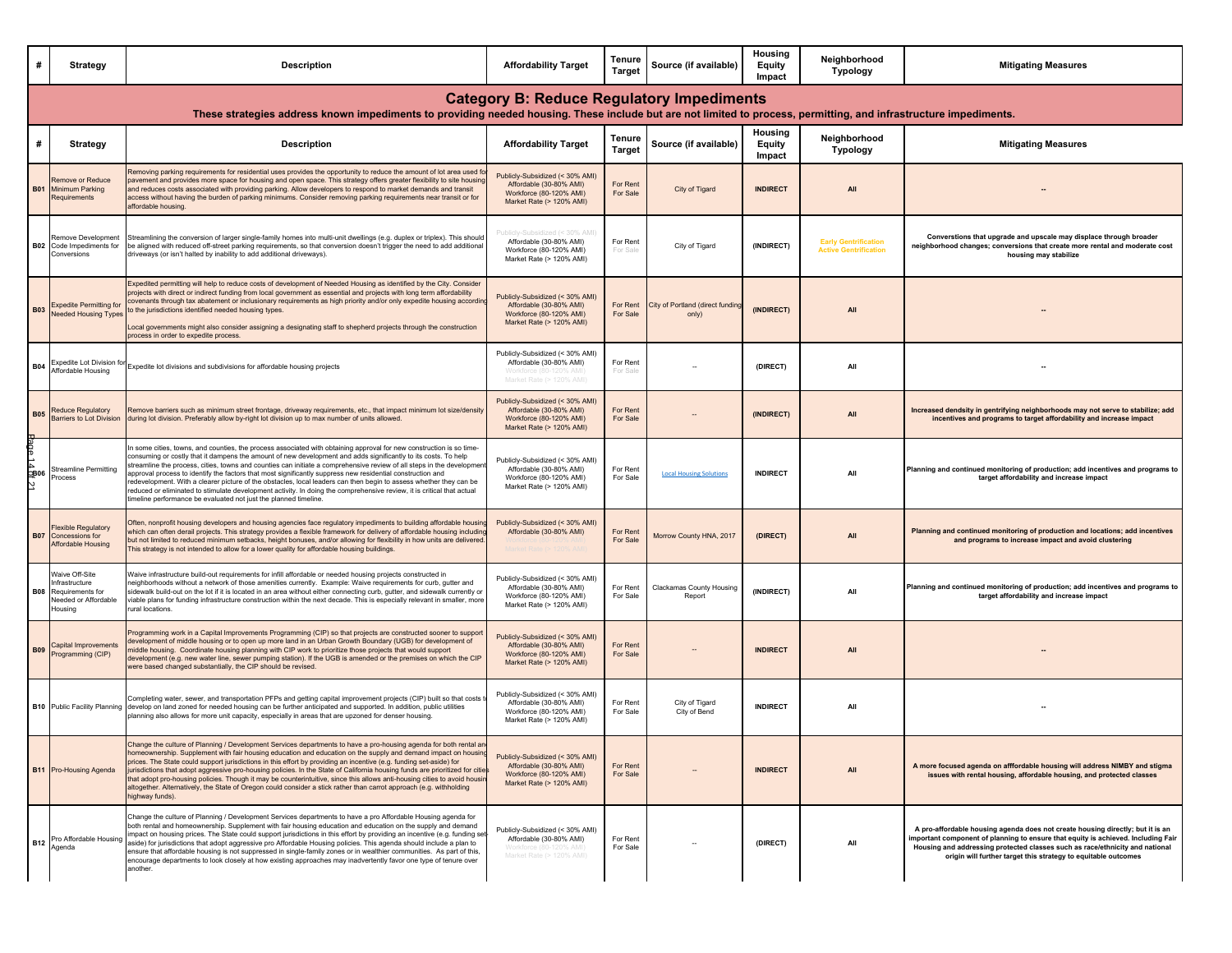| # | Strategy | Description | Affordability Target | Tenure Target | Source (if available) | Housing Equity Impact | Neighborhood Typology | Mitigating Measures |
|---|---|---|---|---|---|---|---|---|

## Category B: Reduce Regulatory Impediments

**These strategies address known impediments to providing needed housing. These include but are not limited to process, permitting, and infrastructure impediments.**

| # | Strategy | Description | Affordability Target | Tenure Target | Source (if available) | Housing Equity Impact | Neighborhood Typology | Mitigating Measures |
|---|---|---|---|---|---|---|---|---|
| B01 | Remove or Reduce Minimum Parking Requirements | Removing parking requirements for residential uses provides the opportunity to reduce the amount of lot area used for pavement and provides more space for housing and open space. This strategy offers greater flexibility to site housing and reduces costs associated with providing parking. Allow developers to respond to market demands and transit access without having the burden of parking minimums. Consider removing parking requirements near transit or for affordable housing. | Publicly-Subsidized (< 30% AMI)<br>Affordable (30-80% AMI)<br>Workforce (80-120% AMI)<br>Market Rate (> 120% AMI) | For Rent<br>For Sale | City of Tigard | **INDIRECT** | **All** | -- |
| B02 | Remove Development Code Impediments for Conversions | Streamlining the conversion of larger single-family homes into multi-unit dwellings (e.g. duplex or triplex). This should be aligned with reduced off-street parking requirements, so that conversion doesn't trigger the need to add additional driveways (or isn't halted by inability to add additional driveways). | Publicly-Subsidized (< 30% AMI)<br>Affordable (30-80% AMI)<br>Workforce (80-120% AMI)<br>Market Rate (> 120% AMI) | For Rent<br>For Sale | City of Tigard | **(INDIRECT)** | **Early Gentrification**<br>**Active Gentrification** | **Converstions that upgrade and upscale may displace through broader neighborhood changes; conversions that create more rental and moderate cost housing may stabilize** |
| B03 | Expedite Permitting for Needed Housing Types | Expedited permitting will help to reduce costs of development of Needed Housing as identified by the City. Consider projects with direct or indirect funding from local government as essential and projects with long term affordability covenants through tax abatement or inclusionary requirements as high priority and/or only expedite housing according to the jurisdictions identified needed housing types.<br><br>Local governments might also consider assigning a designating staff to shepherd projects through the construction process in order to expedite process. | Publicly-Subsidized (< 30% AMI)<br>Affordable (30-80% AMI)<br>Workforce (80-120% AMI)<br>Market Rate (> 120% AMI) | For Rent<br>For Sale | City of Portland (direct funding only) | **(INDIRECT)** | **All** | -- |
| B04 | Expedite Lot Division for Affordable Housing | Expedite lot divisions and subdivisions for affordable housing projects | Publicly-Subsidized (< 30% AMI)<br>Affordable (30-80% AMI)<br>Workforce (80-120% AMI)<br>Market Rate (> 120% AMI) | For Rent<br>For Sale | -- | **(DIRECT)** | **All** | -- |
| B05 | Reduce Regulatory Barriers to Lot Division | Remove barriers such as minimum street frontage, driveway requirements, etc., that impact minimum lot size/density during lot division. Preferably allow by-right lot division up to max number of units allowed. | Publicly-Subsidized (< 30% AMI)<br>Affordable (30-80% AMI)<br>Workforce (80-120% AMI)<br>Market Rate (> 120% AMI) | For Rent<br>For Sale | -- | **(INDIRECT)** | **All** | **Increased dendsity in gentrifying neighborhoods may not serve to stabilize; add incentives and programs to target affordability and increase impact** |
| B06 | Streamline Permitting Process | In some cities, towns, and counties, the process associated with obtaining approval for new construction is so time-consuming or costly that it dampens the amount of new development and adds significantly to its costs. To help streamline the process, cities, towns and counties can initiate a comprehensive review of all steps in the development approval process to identify the factors that most significantly suppress new residential construction and redevelopment. With a clearer picture of the obstacles, local leaders can then begin to assess whether they can be reduced or eliminated to stimulate development activity. In doing the comprehensive review, it is critical that actual timeline performance be evaluated not just the planned timeline. | Publicly-Subsidized (< 30% AMI)<br>Affordable (30-80% AMI)<br>Workforce (80-120% AMI)<br>Market Rate (> 120% AMI) | For Rent<br>For Sale | [Local Housing Solutions] | **INDIRECT** | **All** | **Planning and continued monitoring of production; add incentives and programs to target affordability and increase impact** |
| B07 | Flexible Regulatory Concessions for Affordable Housing | Often, nonprofit housing developers and housing agencies face regulatory impediments to building affordable housing which can often derail projects. This strategy provides a flexible framework for delivery of affordable housing including but not limited to reduced minimum setbacks, height bonuses, and/or allowing for flexibility in how units are delivered. This strategy is not intended to allow for a lower quality for affordable housing buildings. | Publicly-Subsidized (< 30% AMI)<br>Affordable (30-80% AMI)<br>Workforce (80-120% AMI)<br>Market Rate (> 120% AMI) | For Rent<br>For Sale | Morrow County HNA, 2017 | **(DIRECT)** | **All** | **Planning and continued monitoring of production and locations; add incentives and programs to increase impact and avoid clustering** |
| B08 | Waive Off-Site Infrastructure Requirements for Needed or Affordable Housing | Waive infrastructure build-out requirements for infill affordable or needed housing projects constructed in neighborhoods without a network of those amenities currently. Example: Waive requirements for curb, gutter and sidewalk build-out on the lot if it is located in an area without either connecting curb, gutter, and sidewalk currently or viable plans for funding infrastructure construction within the next decade. This is especially relevant in smaller, more rural locations. | Publicly-Subsidized (< 30% AMI)<br>Affordable (30-80% AMI)<br>Workforce (80-120% AMI)<br>Market Rate (> 120% AMI) | For Rent<br>For Sale | Clackamas County Housing Report | **(INDIRECT)** | **All** | **Planning and continued monitoring of production; add incentives and programs to target affordability and increase impact** |
| B09 | Capital Improvements Programming (CIP) | Programming work in a Capital Improvements Programming (CIP) so that projects are constructed sooner to support development of middle housing or to open up more land in an Urban Growth Boundary (UGB) for development of middle housing. Coordinate housing planning with CIP work to prioritize those projects that would support development (e.g. new water line, sewer pumping station). If the UGB is amended or the premises on which the CIP were based changed substantially, the CIP should be revised. | Publicly-Subsidized (< 30% AMI)<br>Affordable (30-80% AMI)<br>Workforce (80-120% AMI)<br>Market Rate (> 120% AMI) | For Rent<br>For Sale | -- | **INDIRECT** | **All** | -- |
| B10 | Public Facility Planning | Completing water, sewer, and transportation PFPs and getting capital improvement projects (CIP) built so that costs to develop on land zoned for needed housing can be further anticipated and supported. In addition, public utilities planning also allows for more unit capacity, especially in areas that are upzoned for denser housing. | Publicly-Subsidized (< 30% AMI)<br>Affordable (30-80% AMI)<br>Workforce (80-120% AMI)<br>Market Rate (> 120% AMI) | For Rent<br>For Sale | City of Tigard<br>City of Bend | **INDIRECT** | **All** | -- |
| B11 | Pro-Housing Agenda | Change the culture of Planning / Development Services departments to have a pro-housing agenda for both rental and homeownership. Supplement with fair housing education and education on the supply and demand impact on housing prices. The State could support jurisdictions in this effort by providing an incentive (e.g. funding set-aside) for jurisdictions that adopt aggressive pro-housing policies. In the State of California housing funds are prioritized for cities that adopt pro-housing policies. Though it may be counterintuitive, since this allows anti-housing cities to avoid housing altogether. Alternatively, the State of Oregon could consider a stick rather than carrot approach (e.g. withholding highway funds). | Publicly-Subsidized (< 30% AMI)<br>Affordable (30-80% AMI)<br>Workforce (80-120% AMI)<br>Market Rate (> 120% AMI) | For Rent<br>For Sale | -- | **INDIRECT** | **All** | **A more focused agenda on afffordable housing will address NIMBY and stigma issues with rental housing, affordable housing, and protected classes** |
| B12 | Pro Affordable Housing Agenda | Change the culture of Planning / Development Services departments to have a pro Affordable Housing agenda for both rental and homeownership. Supplement with fair housing education and education on the supply and demand impact on housing prices. The State could support jurisdictions in this effort by providing an incentive (e.g. funding set-aside) for jurisdictions that adopt aggressive pro Affordable Housing policies. This agenda should include a plan to ensure that affordable housing is not suppressed in single-family zones or in wealthier communities. As part of this, encourage departments to look closely at how existing approaches may inadvertently favor one type of tenure over another. | Publicly-Subsidized (< 30% AMI)<br>Affordable (30-80% AMI)<br>Workforce (80-120% AMI)<br>Market Rate (> 120% AMI) | For Rent<br>For Sale | -- | **(DIRECT)** | **All** | **A pro-affordable housing agenda does not create housing directly; but it is an important component of planning to ensure that equity is achieved. Including Fair Housing and addressing protected classes such as race/ethnicity and national origin will further target this strategy to equitable outcomes** |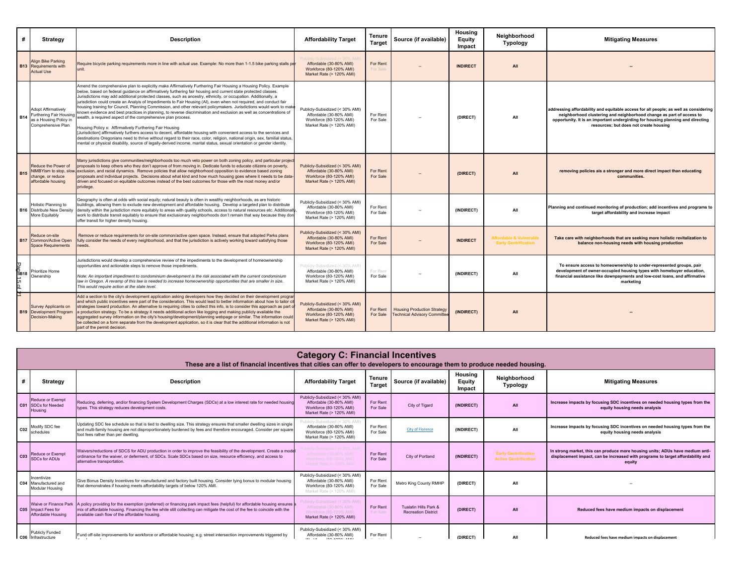| # | Strategy | Description | Affordability Target | Tenure Target | Source (if available) | Housing Equity Impact | Neighborhood Typology | Mitigating Measures |
|---|---|---|---|---|---|---|---|---|
| B13 | Align Bike Parking Requirements with Actual Use | Require bicycle parking requirements more in line with actual use. Example: No more than 1-1.5 bike parking stalls per unit. | Publicly-Subsidized (< 30% AMI)<br>Affordable (30-80% AMI)<br>Workforce (80-120% AMI)<br>Market Rate (> 120% AMI) | For Rent<br>For Sale | -- | INDIRECT | All | -- |
| B14 | Adopt Affirmatively Furthering Fair Housing as a Housing Policy in Comprehensive Plan | Amend the comprehensive plan to explicitly make Affirmatively Furthering Fair Housing a Housing Policy. Example below, based on federal guidance on affirmatively furthering fair housing and current state protected classes. Jurisdictions may add additional protected classes, such as ancestry, ethnicity, or occupation. Additionally, a jurisdiction could create an Analysis of Impediments to Fair Housing (AI), even when not required, and conduct fair housing training for Council, Planning Commission, and other relevant policymakers. Jurisdictions would work to make known evidence and best practices in planning, to reverse discrimination and exclusion as well as concentrations of wealth, a required aspect of the comprehensive plan process.<br><br>Housing Policy x: Affirmatively Furthering Fair Housing<br>[Jurisdiction] affirmatively furthers access to decent, affordable housing with convenient access to the services and destinations Oregonians need to thrive without regard to their race, color, religion, national origin, sex, familial status, mental or physical disability, source of legally-derived income, marital status, sexual orientation or gender identity. | Publicly-Subsidized (< 30% AMI)<br>Affordable (30-80% AMI)<br>Workforce (80-120% AMI)<br>Market Rate (> 120% AMI) | For Rent<br>For Sale | -- | (DIRECT) | All | addressing affordability and equitable access for all people; as well as considering neighborhood clustering and neighborhood change as part of access to opportunity. It is an important undergirding for housing planning and directing resources; but does not create housing |
| B15 | Reduce the Power of NIMBYism to stop, slow, change, or reduce affordable housing | Many jurisdictions give communities/neighborhoods too much veto power on both zoning policy, and particular project proposals to keep others who they don't approve of from moving in. Dedicate funds to educate citizens on poverty, exclusion, and racial dynamics. Remove policies that allow neighborhood opposition to evidence based zoning proposals and individual projects. Decisions about what kind and how much housing goes where it needs to be data-driven and focused on equitable outcomes instead of the best outcomes for those with the most money and/or privilege. | Publicly-Subsidized (< 30% AMI)<br>Affordable (30-80% AMI)<br>Workforce (80-120% AMI)<br>Market Rate (> 120% AMI) | For Rent<br>For Sale | -- | (DIRECT) | All | removing policies ais a stronger and more direct impact than educating communities. |
| B16 | Holistic Planning to Distribute New Density More Equitably | Geography is often at odds with social equity; natural beauty is often in wealthy neighborhoods, as are historic buildings, allowing them to exclude new development and affordable housing. Develop a targeted plan to distribute density within the jurisdiction more equitably to areas with quality schools, access to natural resources etc. Additionally, work to distribute transit equitably to ensure that exclusionary neighborhoods don't remain that way because they don offer transit for higher density housing. | Publicly-Subsidized (< 30% AMI)<br>Affordable (30-80% AMI)<br>Workforce (80-120% AMI)<br>Market Rate (> 120% AMI) | For Rent<br>For Sale | -- | (INDIRECT) | All | Planning and continued monitoring of production; add incentives and programs to target affordability and increase impact |
| B17 | Reduce on-site Common/Active Open Space Requirements | Remove or reduce requirements for on-site common/active open space. Instead, ensure that adopted Parks plans fully consider the needs of every neighborhood, and that the jurisdiction is actively working toward satisfying those needs. | Publicly-Subsidized (< 30% AMI)<br>Affordable (30-80% AMI)<br>Workforce (80-120% AMI)<br>Market Rate (> 120% AMI) | For Rent<br>For Sale | -- | INDIRECT | Affordable & Vulnerable<br>Early Gentrification | Take care with neighborhoods that are seeking more holistic revitalization to balance non-housing needs with housing production |
| B18 | Prioritize Home Ownership | Jurisdictions would develop a comprehensive review of the impediments to the development of homeownership opportunities and actionable steps to remove those impediments.<br><br>*Note: An important impediment to condominium development is the risk associated with the current condominium law in Oregon. A revamp of this law is needed to increase homeownership opportunities that are smaller in size. This would require action at the state level.* | Publicly-Subsidized (< 30% AMI)<br>Affordable (30-80% AMI)<br>Workforce (80-120% AMI)<br>Market Rate (> 120% AMI) | For Rent<br>For Sale | -- | (INDIRECT) | All | To ensure access to homeownership to under-represented groups, pair development of owner-occupied housing types with homebuyer education, financial assistance like downpayments and low-cost loans, and affirmative marketing |
| B19 | Survey Applicants on Development Program Decision-Making | Add a section to the city's development application asking developers how they decided on their development program and which public incentives were part of the consideration. This would lead to better information about how to tailor cit strategies toward production. An alternative to requiring cities to collect this info, is to consider this approach as part of a production strategy. To be a strategy it needs additional action like logging and making publicly available the aggregated survey information on the city's housing/development/planning webpage or similar. The information could be collected on a form separate from the development application, so it is clear that the additional information is not part of the permit decision. | Publicly-Subsidized (< 30% AMI)<br>Affordable (30-80% AMI)<br>Workforce (80-120% AMI)<br>Market Rate (> 120% AMI) | For Rent<br>For Sale | Housing Production Strategy Technical Advisory Committee | (INDIRECT) | All | -- |

## Category C: Financial Incentives

**These are a list of financial incentives that cities can offer to developers to encourage them to produce needed housing.**

| # | Strategy | Description | Affordability Target | Tenure Target | Source (if available) | Housing Equity Impact | Neighborhood Typology | Mitigating Measures |
|---|---|---|---|---|---|---|---|---|
| C01 | Reduce or Exempt SDCs for Needed Housing | Reducing, deferring, and/or financing System Development Charges (SDCs) at a low interest rate for needed housing types. This strategy reduces development costs. | Publicly-Subsidized (< 30% AMI)<br>Affordable (30-80% AMI)<br>Workforce (80-120% AMI)<br>Market Rate (> 120% AMI) | For Rent<br>For Sale | City of Tigard | (INDIRECT) | All | Increase impacts by focusing SDC incentives on needed housing types from the equity housing needs analysis |
| C02 | Modify SDC fee schedules | Updating SDC fee schedule so that is tied to dwelling size. This strategy ensures that smaller dwelling sizes in single and multi-family housing are not disproportionately burdened by fees and therefore encouraged. Consider per square foot fees rather than per dwelling. | Publicly-Subsidized (< 30% AMI)<br>Affordable (30-80% AMI)<br>Workforce (80-120% AMI)<br>Market Rate (> 120% AMI) | For Rent<br>For Sale | City of Florence | (INDIRECT) | All | Increase impacts by focusing SDC incentives on needed housing types from the equity housing needs analysis |
| C03 | Reduce or Exempt SDCs for ADUs | Waivers/reductions of SDCS for ADU production in order to improve the feasibility of the development. Create a model ordinance for the waiver, or deferment, of SDCs. Scale SDCs based on size, resource efficiency, and access to alternative transportation. | Publicly-Subsidized (< 30% AMI)<br>Affordable (30-80% AMI)<br>Workforce (80-120% AMI)<br>Market Rate (> 120% AMI) | For Rent<br>For Sale | City of Portland | (INDIRECT) | Early Gentrification<br>Active Gentrification | In strong market, this can produce more housing units; ADUs have medium anti-displacement impact, can be increased with programs to target affordability and equity |
| C04 | Incentivize Manufactured and Modular Housing | Give Bonus Density Incentives for manufactured and factory built housing. Consider tying bonus to modular housing that demonstrates if housing meets affordability targets of below 120% AMI. | Publicly-Subsidized (< 30% AMI)<br>Affordable (30-80% AMI)<br>Workforce (80-120% AMI)<br>Market Rate (> 120% AMI) | For Rent<br>For Sale | Metro King County RMHP | (DIRECT) | All | -- |
| C05 | Waive or Finance Park Impact Fees for Affordable Housing | A policy providing for the exemption (preferred) or financing park impact fees (helpful) for affordable housing ensures a mix of affordable housing. Financing the fee while still collecting can mitigate the cost of the fee to coincide with the available cash flow of the affordable housing. | Publicly-Subsidized (< 30% AMI)<br>Affordable (30-80% AMI)<br>Workforce (80-120% AMI)<br>Market Rate (> 120% AMI) | For Rent<br>For Sale | Tualatin Hills Park & Recreation District | (DIRECT) | All | Reduced fees have medium impacts on displacement |
| C06 | Publicly Funded Infrastructure | Fund off-site improvements for workforce or affordable housing; e.g. street intersection improvements triggered by | Publicly-Subsidized (< 30% AMI)<br>Affordable (30-80% AMI) | For Rent | -- | (DIRECT) | All | Reduced fees have medium impacts on displacement |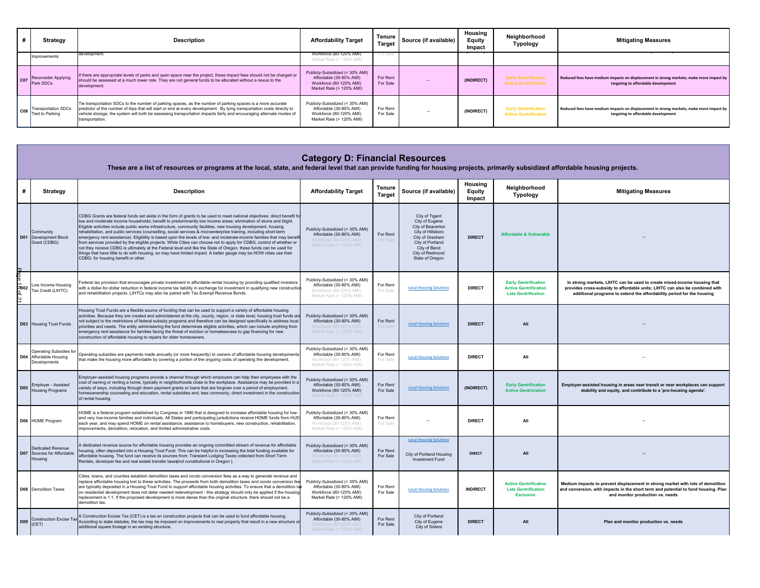| # | Strategy | Description | Affordability Target | Tenure Target | Source (if available) | Housing Equity Impact | Neighborhood Typology | Mitigating Measures |
|---|---|---|---|---|---|---|---|---|
| | Improvements | development. | Workforce (80-120% AMI) Market Rate (> 120% AMI) | For Sale | | | | |
| C07 | Reconsider Applying Park SDCs | If there are appropriate levels of parks and open space near the project, these impact fees should not be charged or should be assessed at a much lower rate. They are not general funds to be allocated without a nexus to the development. | Publicly-Subsidized (< 30% AMI) Affordable (30-80% AMI) Workforce (80-120% AMI) Market Rate (> 120% AMI) | For Rent For Sale | -- | (INDIRECT) | Early Gentrification Active Gentrification | Reduced fees have medium impacts on displacement in strong markets; make more impact by targeting to affordable development |
| C08 | Transportation SDCs Tied to Parking | Tie transportation SDCs to the number of parking spaces, as the number of parking spaces is a more accurate predictor of the number of trips that will start or end at every development. By tying transportation costs directly to vehicle storage, the system will both be assessing transportation impacts fairly and encouraging alternate modes of transportation. | Publicly-Subsidized (< 30% AMI) Affordable (30-80% AMI) Workforce (80-120% AMI) Market Rate (> 120% AMI) | For Rent For Sale | -- | (INDIRECT) | Early Gentrification Active Gentrification | Reduced fees have medium impacts on displacement in strong markets; make more impact by targeting to affordable development |

## Category D: Financial Resources

**These are a list of resources or programs at the local, state, and federal level that can provide funding for housing projects, primarily subsidized affordable housing projects.**

| # | Strategy | Description | Affordability Target | Tenure Target | Source (if available) | Housing Equity Impact | Neighborhood Typology | Mitigating Measures |
|---|---|---|---|---|---|---|---|---|
| D01 | Community Development Block Grant (CDBG) | CDBG Grants are federal funds set aside in the form of grants to be used to meet national objectives: direct benefit to low and moderate income households; benefit to predominantly low income areas; elimination of slums and blight. Eligible activities include public works infrastructure, community facilities, new housing development, housing rehabilitation, and public services (counselling, social services & microenterprise training, including short-term emergency rent assistance). Eligibility is based upon the levels of low- and moderate-income families that may benefit from services provided by the eligible projects. While Cities can choose not to apply for CDBG, control of whether or not they receive CDBG is ultimately at the Federal level and like the State of Oregon, these funds can be used for things that have little to do with housing, so may have limited impact. A better gauge may be HOW cities use their CDBG; for housing benefit or other. | Publicly-Subsidized (< 30% AMI) Affordable (30-80% AMI) Workforce (80-120% AMI) Market Rate (> 120% AMI) | For Rent For Sale | City of Tigard City of Eugene City of Beaverton City of Hillsboro City of Gresham City of Portland City of Bend City of Redmond State of Oregon | DIRECT | Affordable & Vulnerable | -- |
| D02 | Low Income Housing Tax Credit (LIHTC) | Federal tax provision that encourages private investment in affordable rental housing by providing qualified investors with a dollar-for-dollar reduction in federal income tax liability in exchange for investment in qualifying new construction and rehabilitation projects. LIHTCs may also be paired with Tax Exempt Revenue Bonds. | Publicly-Subsidized (< 30% AMI) Affordable (30-80% AMI) Workforce (80-120% AMI) Market Rate (> 120% AMI) | For Rent For Sale | Local Housing Solutions | DIRECT | Early Gentrification Active Gentrification Late Gentrification | In strong markets, LIHTC can be used to create mixed-income housing that provides cross-subsidy to affordable units; LIHTC can also be combined with additional programs to extend the affordability period for the housing |
| D03 | Housing Trust Funds | Housing Trust Funds are a flexible source of funding that can be used to support a variety of affordable housing activities. Because they are created and administered at the city, county, region, or state level, housing trust funds are not subject to the restrictions of federal subsidy programs and therefore can be designed specifically to address local priorities and needs. The entity administering the fund determines eligible activities, which can include anything from emergency rent assistance for families facing the threat of eviction or homelessness to gap financing for new construction of affordable housing to repairs for older homeowners. | Publicly-Subsidized (< 30% AMI) Affordable (30-80% AMI) Workforce (80-120% AMI) Market Rate (> 120% AMI) | For Rent For Sale | Local Housing Solutions | DIRECT | All | -- |
| D04 | Operating Subsidies for Affordable Housing Developments | Operating subsidies are payments made annually (or more frequently) to owners of affordable housing developments that make the housing more affordable by covering a portion of the ongoing costs of operating the development. | Publicly-Subsidized (< 30% AMI) Affordable (30-80% AMI) Workforce (80-120% AMI) Market Rate (> 120% AMI) | For Rent For Sale | Local Housing Solutions | DIRECT | All | -- |
| D05 | Employer - Assisted Housing Programs | Employer-assisted housing programs provide a channel through which employers can help their employees with the cost of owning or renting a home, typically in neighborhoods close to the workplace. Assistance may be provided in a variety of ways, including through down payment grants or loans that are forgiven over a period of employment, homeownership counseling and education, rental subsidies and, less commonly, direct investment in the construction of rental housing. | Publicly-Subsidized (< 30% AMI) Affordable (30-80% AMI) Workforce (80-120% AMI) Market Rate (> 120% AMI) | For Rent For Sale | Local Housing Solutions | (INDIRECT) | Early Gentrification Active Gentriciation | Employer-assisted housing in areas near transit or near workplaces can support stability and equity, and contribute to a 'pro-housing agenda'. |
| D06 | HOME Program | HOME is a federal program established by Congress in 1990 that is designed to increase affordable housing for low- and very low-income families and individuals. All States and participating jurisdictions receive HOME funds from HUD each year, and may spend HOME on rental assistance, assistance to homebuyers, new construction, rehabilitation, improvements, demolition, relocation, and limited administrative costs. | Publicly-Subsidized (< 30% AMI) Affordable (30-80% AMI) Workforce (80-120% AMI) Market Rate (> 120% AMI) | For Rent For Sale | -- | DIRECT | All | -- |
| D07 | Dedicated Revenue Sources for Affordable Housing | A dedicated revenue source for affordable housing provides an ongoing committed stream of revenue for affordable housing, often deposited into a Housing Trust Fund. This can be helpful in increasing the total funding available for affordable housing. The fund can receive its sources from: Transient Lodging Taxes collected from Short Term Rentals, developer fee and real estate transfer taxes *(not constitutional in Oregon)*. | Publicly-Subsidized (< 30% AMI) Affordable (30-80% AMI) Workforce (80-120% AMI) Market Rate (> 120% AMI) | For Rent For Sale | Local Housing Solutions<br>City of Portland Housing Investment Fund | DIRECT | All | -- |
| D08 | Demolition Taxes | Cities, towns, and counties establish demolition taxes and condo conversion fees as a way to generate revenue and replace affordable housing lost to these activities. The proceeds from both demolition taxes and condo conversion fees are typically deposited in a Housing Trust Fund to support affordable housing activities. To ensure that a demolition tax on residential development does not deter needed redevelopment - this strategy should only be applied if the housing replacement is 1:1. If the proposed development is more dense than the original structure, there should not be a demolition tax. | Publicly-Subsidized (< 30% AMI) Affordable (30-80% AMI) Workforce (80-120% AMI) Market Rate (> 120% AMI) | For Rent For Sale | Local Housing Solutions | INDIRECT | Active Gentrification Late Gentrification Exclusive | Medium impacts to prevent displacement in strong market with lots of demolition and conversion, with impacts in the short term and potential to fund housing. Plan and monitor production vs. needs |
| D09 | Construction Excise Tax (CET) | A Construction Excise Tax (CET) is a tax on construction projects that can be used to fund affordable housing. According to state statutes, the tax may be imposed on improvements to real property that result in a new structure or additional square footage in an existing structure. | Publicly-Subsidized (< 30% AMI) Affordable (30-80% AMI) Workforce (80-120% AMI) Market Rate (> 120% AMI) | For Rent For Sale | City of Portland City of Eugene City of Sisters | DIRECT | All | Plan and monitor production vs. needs |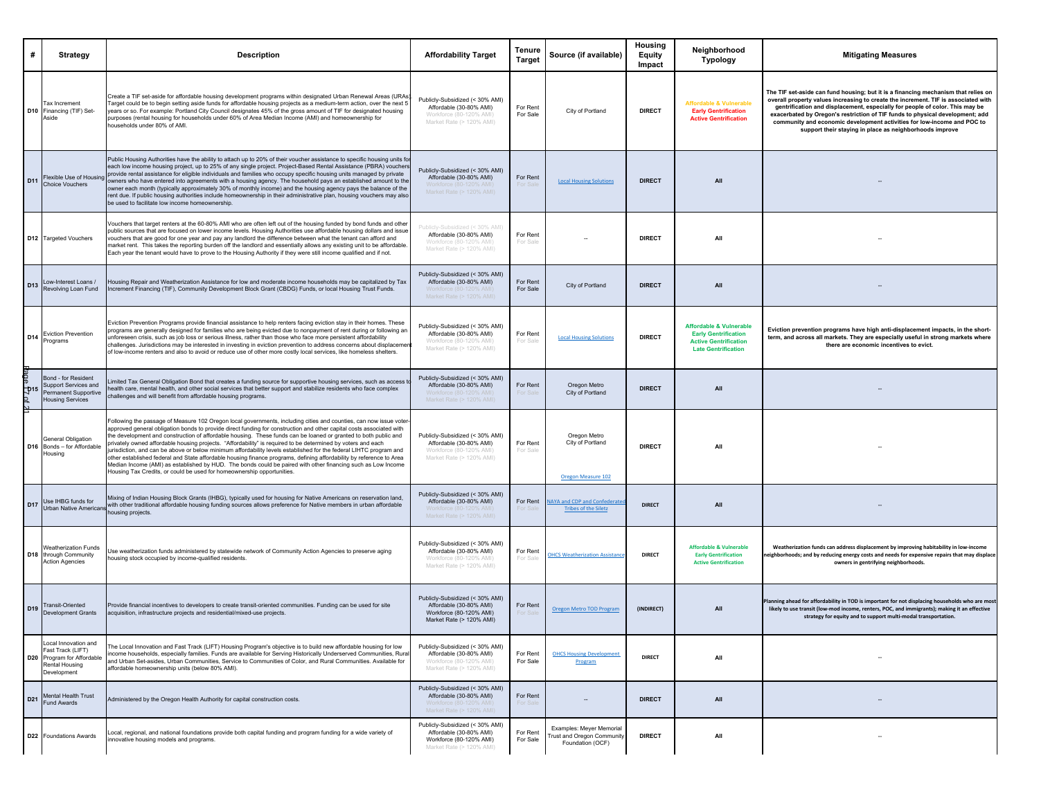| # | Strategy | Description | Affordability Target | Tenure Target | Source (if available) | Housing Equity Impact | Neighborhood Typology | Mitigating Measures |
|---|---|---|---|---|---|---|---|---|
| D10 | Tax Increment Financing (TIF) Set-Aside | Create a TIF set-aside for affordable housing development programs within designated Urban Renewal Areas (URAs). Target could be to begin setting aside funds for affordable housing projects as a medium-term action, over the next 5 years or so. For example: Portland City Council designates 45% of the gross amount of TIF for designated housing purposes (rental housing for households under 60% of Area Median Income (AMI) and homeownership for households under 80% of AMI. | Publicly-Subsidized (< 30% AMI) Affordable (30-80% AMI) Workforce (80-120% AMI) Market Rate (> 120% AMI) | For Rent For Sale | City of Portland | DIRECT | Affordable & Vulnerable Early Gentrification Active Gentrification | The TIF set-aside can fund housing; but it is a financing mechanism that relies on overall property values increasing to create the increment. TIF is associated with gentrification and displacement, especially for people of color. This may be exacerbated by Oregon's restriction of TIF funds to physical development; add community and economic development activities for low-income and POC to support their staying in place as neighborhoods improve |
| D11 | Flexible Use of Housing Choice Vouchers | Public Housing Authorities have the ability to attach up to 20% of their voucher assistance to specific housing units for each low income housing project, up to 25% of any single project. Project-Based Rental Assistance (PBRA) vouchers provide rental assistance for eligible individuals and families who occupy specific housing units managed by private owners who have entered into agreements with a housing agency. The household pays an established amount to the owner each month (typically approximately 30% of monthly income) and the housing agency pays the balance of the rent due. If public housing authorities include homeownership in their administrative plan, housing vouchers may also be used to facilitate low income homeownership. | Publicly-Subsidized (< 30% AMI) Affordable (30-80% AMI) Workforce (80-120% AMI) Market Rate (> 120% AMI) | For Rent For Sale | Local Housing Solutions | DIRECT | All | -- |
| D12 | Targeted Vouchers | Vouchers that target renters at the 60-80% AMI who are often left out of the housing funded by bond funds and other public sources that are focused on lower income levels. Housing Authorities use affordable housing dollars and issue vouchers that are good for one year and pay any landlord the difference between what the tenant can afford and market rent. This takes the reporting burden off the landlord and essentially allows any existing unit to be affordable. Each year the tenant would have to prove to the Housing Authority if they were still income qualified and if not. | Publicly-Subsidized (< 30% AMI) Affordable (30-80% AMI) Workforce (80-120% AMI) Market Rate (> 120% AMI) | For Rent For Sale | -- | DIRECT | All | -- |
| D13 | Low-Interest Loans / Revolving Loan Fund | Housing Repair and Weatherization Assistance for low and moderate income households may be capitalized by Tax Increment Financing (TIF), Community Development Block Grant (CBDG) Funds, or local Housing Trust Funds. | Publicly-Subsidized (< 30% AMI) Affordable (30-80% AMI) Workforce (80-120% AMI) Market Rate (> 120% AMI) | For Rent For Sale | City of Portland | DIRECT | All | -- |
| D14 | Eviction Prevention Programs | Eviction Prevention Programs provide financial assistance to help renters facing eviction stay in their homes. These programs are generally designed for families who are being evicted due to nonpayment of rent during or following an unforeseen crisis, such as job loss or serious illness, rather than those who face more persistent affordability challenges. Jurisdictions may be interested in investing in eviction prevention to address concerns about displacement of low-income renters and also to avoid or reduce use of other more costly local services, like homeless shelters. | Publicly-Subsidized (< 30% AMI) Affordable (30-80% AMI) Workforce (80-120% AMI) Market Rate (> 120% AMI) | For Rent For Sale | Local Housing Solutions | DIRECT | Affordable & Vulnerable Early Gentrification Active Gentrification Late Gentrification | Eviction prevention programs have high anti-displacement impacts, in the short-term, and across all markets. They are especially useful in strong markets where there are economic incentives to evict. |
| D15 | Bond - for Resident Support Services and Permanent Supportive Housing Services | Limited Tax General Obligation Bond that creates a funding source for supportive housing services, such as access to health care, mental health, and other social services that better support and stabilize residents who face complex challenges and will benefit from affordable housing programs. | Publicly-Subsidized (< 30% AMI) Affordable (30-80% AMI) Workforce (80-120% AMI) Market Rate (> 120% AMI) | For Rent For Sale | Oregon Metro City of Portland | DIRECT | All | -- |
| D16 | General Obligation Bonds – for Affordable Housing | Following the passage of Measure 102 Oregon local governments, including cities and counties, can now issue voter-approved general obligation bonds to provide direct funding for construction and other capital costs associated with the development and construction of affordable housing. These funds can be loaned or granted to both public and privately owned affordable housing projects. "Affordability" is required to be determined by voters and each jurisdiction, and can be above or below minimum affordability levels established for the federal LIHTC program and other established federal and State affordable housing finance programs, defining affordability by reference to Area Median Income (AMI) as established by HUD. The bonds could be paired with other financing such as Low Income Housing Tax Credits, or could be used for homeownership opportunities. | Publicly-Subsidized (< 30% AMI) Affordable (30-80% AMI) Workforce (80-120% AMI) Market Rate (> 120% AMI) | For Rent For Sale | Oregon Metro City of Portland Oregon Measure 102 | DIRECT | All | -- |
| D17 | Use IHBG funds for Urban Native Americans | Mixing of Indian Housing Block Grants (IHBG), typically used for housing for Native Americans on reservation land, with other traditional affordable housing funding sources allows preference for Native members in urban affordable housing projects. | Publicly-Subsidized (< 30% AMI) Affordable (30-80% AMI) Workforce (80-120% AMI) Market Rate (> 120% AMI) | For Rent For Sale | NAYA and CDP and Confederated Tribes of the Siletz | DIRECT | All | -- |
| D18 | Weatherization Funds through Community Action Agencies | Use weatherization funds administered by statewide network of Community Action Agencies to preserve aging housing stock occupied by income-qualified residents. | Publicly-Subsidized (< 30% AMI) Affordable (30-80% AMI) Workforce (80-120% AMI) Market Rate (> 120% AMI) | For Rent For Sale | OHCS Weatherization Assistance | DIRECT | Affordable & Vulnerable Early Gentrification Active Gentrification | Weatherization funds can address displacement by improving habitability in low-income neighborhoods; and by reducing energy costs and needs for expensive repairs that may displace owners in gentrifying neighborhoods. |
| D19 | Transit-Oriented Development Grants | Provide financial incentives to developers to create transit-oriented communities. Funding can be used for site acquisition, infrastructure projects and residential/mixed-use projects. | Publicly-Subsidized (< 30% AMI) Affordable (30-80% AMI) Workforce (80-120% AMI) Market Rate (> 120% AMI) | For Rent For Sale | Oregon Metro TOD Program | (INDIRECT) | All | Planning ahead for affordability in TOD is important for not displacing households who are most likely to use transit (low-mod income, renters, POC, and immigrants); making it an effective strategy for equity and to support multi-modal transportation. |
| D20 | Local Innovation and Fast Track (LIFT) Program for Affordable Rental Housing Development | The Local Innovation and Fast Track (LIFT) Housing Program's objective is to build new affordable housing for low income households, especially families. Funds are available for Serving Historically Underserved Communities, Rural and Urban Set-asides, Urban Communities, Service to Communities of Color, and Rural Communities. Available for affordable homeownership units (below 80% AMI). | Publicly-Subsidized (< 30% AMI) Affordable (30-80% AMI) Workforce (80-120% AMI) Market Rate (> 120% AMI) | For Rent For Sale | OHCS Housing Development Program | DIRECT | All | -- |
| D21 | Mental Health Trust Fund Awards | Administered by the Oregon Health Authority for capital construction costs. | Publicly-Subsidized (< 30% AMI) Affordable (30-80% AMI) Workforce (80-120% AMI) Market Rate (> 120% AMI) | For Rent For Sale | -- | DIRECT | All | -- |
| D22 | Foundations Awards | Local, regional, and national foundations provide both capital funding and program funding for a wide variety of innovative housing models and programs. | Publicly-Subsidized (< 30% AMI) Affordable (30-80% AMI) Workforce (80-120% AMI) Market Rate (> 120% AMI) | For Rent For Sale | Examples: Meyer Memorial Trust and Oregon Community Foundation (OCF) | DIRECT | All | -- |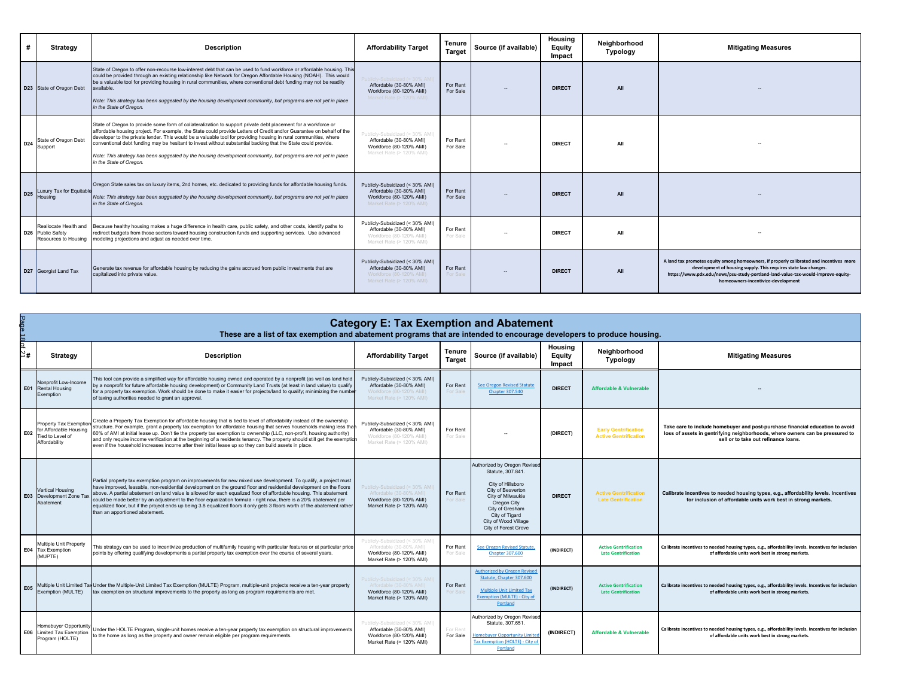| # | Strategy | Description | Affordability Target | Tenure Target | Source (if available) | Housing Equity Impact | Neighborhood Typology | Mitigating Measures |
|---|---|---|---|---|---|---|---|---|
| D23 | State of Oregon Debt | State of Oregon to offer non-recourse low-interest debt that can be used to fund workforce or affordable housing. This could be provided through an existing relationship like Network for Oregon Affordable Housing (NOAH). This would be a valuable tool for providing housing in rural communities, where conventional debt funding may be not be readily available.<br><br>*Note: This strategy has been suggested by the housing development community, but programs are not yet in place in the State of Oregon.* | Publicly-Subsidized (< 30% AMI)<br>Affordable (30-80% AMI)<br>Workforce (80-120% AMI)<br>Market Rate (> 120% AMI) | For Rent<br>For Sale | -- | DIRECT | All | -- |
| D24 | State of Oregon Debt Support | State of Oregon to provide some form of collateralization to support private debt placement for a workforce or affordable housing project. For example, the State could provide Letters of Credit and/or Guarantee on behalf of the developer to the private lender. This would be a valuable tool for providing housing in rural communities, where conventional debt funding may be hesitant to invest without substantial backing that the State could provide.<br><br>*Note: This strategy has been suggested by the housing development community, but programs are not yet in place in the State of Oregon.* | Publicly-Subsidized (< 30% AMI)<br>Affordable (30-80% AMI)<br>Workforce (80-120% AMI)<br>Market Rate (> 120% AMI) | For Rent<br>For Sale | -- | DIRECT | All | -- |
| D25 | Luxury Tax for Equitable Housing | Oregon State sales tax on luxury items, 2nd homes, etc. dedicated to providing funds for affordable housing funds.<br><br>*Note: This strategy has been suggested by the housing development community, but programs are not yet in place in the State of Oregon.* | Publicly-Subsidized (< 30% AMI)<br>Affordable (30-80% AMI)<br>Workforce (80-120% AMI)<br>Market Rate (> 120% AMI) | For Rent<br>For Sale | -- | DIRECT | All | -- |
| D26 | Reallocate Health and Public Safety Resources to Housing | Because healthy housing makes a huge difference in health care, public safety, and other costs, identify paths to redirect budgets from those sectors toward housing construction funds and supporting services. Use advanced modeling projections and adjust as needed over time. | Publicly-Subsidized (< 30% AMI)<br>Affordable (30-80% AMI)<br>Workforce (80-120% AMI)<br>Market Rate (> 120% AMI) | For Rent<br>For Sale | -- | DIRECT | All | -- |
| D27 | Georgist Land Tax | Generate tax revenue for affordable housing by reducing the gains accrued from public investments that are capitalized into private value. | Publicly-Subsidized (< 30% AMI)<br>Affordable (30-80% AMI)<br>Workforce (80-120% AMI)<br>Market Rate (> 120% AMI) | For Rent<br>For Sale | -- | DIRECT | All | **A land tax promotes equity among homeowners, if properly calibrated and incentives more development of housing supply. This requires state law changes. https://www.pdx.edu/news/psu-study-portland-land-value-tax-would-improve-equity-homeowners-incentivize-development** |

## Category E: Tax Exemption and Abatement

**These are a list of tax exemption and abatement programs that are intended to encourage developers to produce housing.**

| # | Strategy | Description | Affordability Target | Tenure Target | Source (if available) | Housing Equity Impact | Neighborhood Typology | Mitigating Measures |
|---|---|---|---|---|---|---|---|---|
| E01 | Nonprofit Low-Income Rental Housing Exemption | This tool can provide a simplified way for affordable housing owned and operated by a nonprofit (as well as land held by a nonprofit for future affordable housing development) or Community Land Trusts (at least in land value) to qualify for a property tax exemption. Work should be done to make it easier for projects/land to qualify; minimizing the number of taxing authorities needed to grant an approval. | Publicly-Subsidized (< 30% AMI)<br>Affordable (30-80% AMI)<br>Workforce (80-120% AMI)<br>Market Rate (> 120% AMI) | For Rent<br>For Sale | See Oregon Revised Statute Chapter 307.540 | DIRECT | Affordable & Vulnerable | -- |
| E02 | Property Tax Exemption for Affordable Housing Tied to Level of Affordability | Create a Property Tax Exemption for affordable housing that is tied to level of affordability instead of the ownership structure. For example, grant a property tax exemption for affordable housing that serves households making less than 60% of AMI at initial lease up. Don't tie the property tax exemption to ownership (LLC, non-profit, housing authority) and only require income verification at the beginning of a residents tenancy. The property should still get the exemption even if the household increases income after their initial lease up so they can build assets in place. | Publicly-Subsidized (< 30% AMI)<br>Affordable (30-80% AMI)<br>Workforce (80-120% AMI)<br>Market Rate (> 120% AMI) | For Rent<br>For Sale | -- | (DIRECT) | Early Gentrification<br>Active Gentrification | **Take care to include homebuyer and post-purchase financial education to avoid loss of assets in gentrifying neighborhoods, where owners can be pressured to sell or to take out refinance loans.** |
| E03 | Vertical Housing Development Zone Tax Abatement | Partial property tax exemption program on improvements for new mixed use development. To qualify, a project must have improved, leasable, non-residential development on the ground floor and residential development on the floors above. A partial abatement on land value is allowed for each equalized floor of affordable housing. This abatement could be made better by an adjustment to the floor equalization formula - right now, there is a 20% abatement per equalized floor, but if the project ends up being 3.8 equalized floors it only gets 3 floors worth of the abatement rather than an apportioned abatement. | Publicly-Subsidized (< 30% AMI)<br>Affordable (30-80% AMI)<br>Workforce (80-120% AMI)<br>Market Rate (> 120% AMI) | For Rent<br>For Sale | Authorized by Oregon Revised Statute, 307.841.<br><br>City of Hillsboro<br>City of Beaverton<br>City of Milwaukie<br>Oregon City<br>City of Gresham<br>City of Tigard<br>City of Wood Village<br>City of Forest Grove | DIRECT | Active Gentrification<br>Late Gentrification | **Calibrate incentives to needed housing types, e.g., affordability levels. Incentives for inclusion of affordable units work best in strong markets.** |
| E04 | Multiple Unit Property Tax Exemption (MUPTE) | This strategy can be used to incentivize production of multifamily housing with particular features or at particular price points by offering qualifying developments a partial property tax exemption over the course of several years. | Publicly-Subsidized (< 30% AMI)<br>Affordable (30-80% AMI)<br>Workforce (80-120% AMI)<br>Market Rate (> 120% AMI) | For Rent<br>For Sale | See Oregon Revised Statute, Chapter 307.600 | (INDIRECT) | Active Gentrification<br>Late Gentrification | **Calibrate incentives to needed housing types, e.g., affordability levels. Incentives for inclusion of affordable units work best in strong markets.** |
| E05 | Multiple Unit Limited Tax Exemption (MULTE) | Under the Multiple-Unit Limited Tax Exemption (MULTE) Program, multiple-unit projects receive a ten-year property tax exemption on structural improvements to the property as long as program requirements are met. | Publicly-Subsidized (< 30% AMI)<br>Affordable (30-80% AMI)<br>Workforce (80-120% AMI)<br>Market Rate (> 120% AMI) | For Rent<br>For Sale | Authorized by Oregon Revised Statute, Chapter 307.600<br><br>Multiple Unit Limited Tax Exemption (MULTE) - City of Portland | (INDIRECT) | Active Gentrification<br>Late Gentrification | **Calibrate incentives to needed housing types, e.g., affordability levels. Incentives for inclusion of affordable units work best in strong markets.** |
| E06 | Homebuyer Opportunity Limited Tax Exemption Program (HOLTE) | Under the HOLTE Program, single-unit homes receive a ten-year property tax exemption on structural improvements to the home as long as the property and owner remain eligible per program requirements. | Publicly-Subsidized (< 30% AMI)<br>Affordable (30-80% AMI)<br>Workforce (80-120% AMI)<br>Market Rate (> 120% AMI) | For Rent<br>For Sale | Authorized by Oregon Revised Statute, 307.651.<br><br>Homebuyer Opportunity Limited Tax Exemption (HOLTE) - City of Portland | (INDIRECT) | Affordable & Vulnerable | **Calibrate incentives to needed housing types, e.g., affordability levels. Incentives for inclusion of affordable units work best in strong markets.** |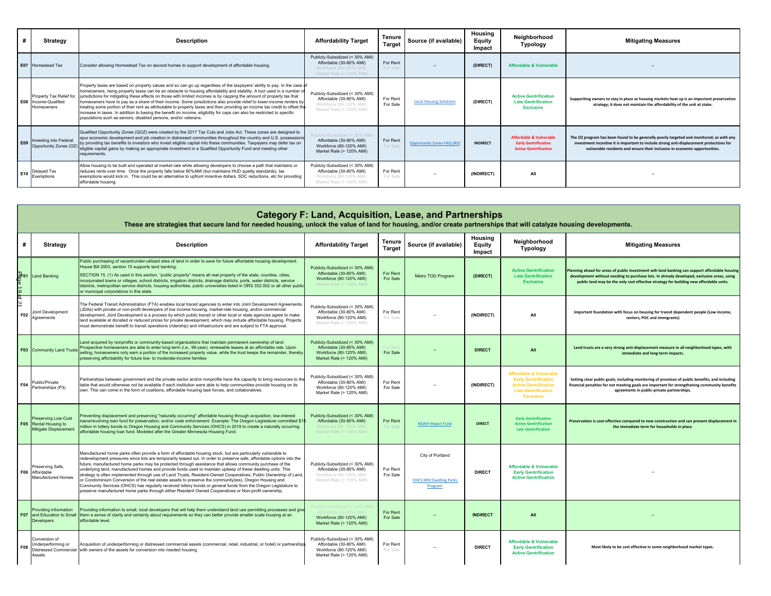| # | Strategy | Description | Affordability Target | Tenure Target | Source (if available) | Housing Equity Impact | Neighborhood Typology | Mitigating Measures |
|---|---|---|---|---|---|---|---|---|
| E07 | Homestead Tax | Consider allowing Homestead Tax on second homes to support development of affordable housing. | Publicly-Subsidized (< 30% AMI)<br>Affordable (30-80% AMI)<br>Workforce (80-120% AMI)<br>Market Rate (> 120% AMI) | For Rent<br>For Sale | -- | (DIRECT) | Affordable & Vulnerable | -- |
| E08 | Property Tax Relief for Income-Qualified Homeowners | Property taxes are based on property values and so can go up regardless of the taxpayers' ability to pay. In the case of homeowners, rising property taxes can be an obstacle to housing affordability and stability. A tool used in a number of jurisdictions for mitigating these effects on those with limited incomes is by capping the amount of property tax that homeowners have to pay as a share of their income. Some jurisdictions also provide relief to lower-income renters by treating some portion of their rent as attributable to property taxes and then providing an income tax credit to offset the increase in taxes. In addition to basing the benefit on income, eligibility for caps can also be restricted to specific populations such as seniors, disabled persons, and/or veterans. | Publicly-Subsidized (< 30% AMI)<br>Affordable (30-80% AMI)<br>Workforce (80-120% AMI)<br>Market Rate (> 120% AMI) | For Rent<br>For Sale | Local Housing Solutions | (DIRECT) | Active Gentrification<br>Late Gentrification<br>Exclusive | Supporting owners to stay in place as housing markets heat up is an important preservation strategy; it does not maintain the affordability of the unit at stake. |
| E09 | Investing into Federal Opportunity Zones (OZ) | Qualified Opportunity Zones (QOZ) were created by the 2017 Tax Cuts and Jobs Act. These zones are designed to spur economic development and job creation in distressed communities throughout the country and U.S. possessions by providing tax benefits to investors who invest eligible capital into these communities. Taxpayers may defer tax on eligible capital gains by making an appropriate investment in a Qualified Opportunity Fund and meeting other requirements. | Publicly-Subsidized (< 30% AMI)<br>Affordable (30-80% AMI)<br>Workforce (80-120% AMI)<br>Market Rate (> 120% AMI) | For Rent<br>For Sale | Opportunity Zones FAQ (IRS) | INDIRECT | Affordable & Vulnerable<br>Early Gentrification<br>Active Gentrification | The OZ program has been found to be generally poorly targeted and monitored; as with any investment incentive it is important to include strong anti-displacement protections for vulnerable residents and ensure their inclusion in economic opportunities. |
| E10 | Delayed Tax Exemptions | Allow housing to be built and operated at market rate while allowing developers to choose a path that maintains or reduces rents over time. Once the property falls below 80%AMI (but maintains HUD quality standards), tax exemptions would kick in. This could be an alternative to upfront incentive dollars, SDC reductions, etc for providing affordable housing. | Publicly-Subsidized (< 30% AMI)<br>Affordable (30-80% AMI)<br>Workforce (80-120% AMI)<br>Market Rate (> 120% AMI) | For Rent<br>For Sale | -- | (INDIRECT) | All | -- |

## Category F: Land, Acquisition, Lease, and Partnerships

**These are strategies that secure land for needed housing, unlock the value of land for housing, and/or create partnerships that will catalyze housing developments.**

| # | Strategy | Description | Affordability Target | Tenure Target | Source (if available) | Housing Equity Impact | Neighborhood Typology | Mitigating Measures |
|---|---|---|---|---|---|---|---|---|
| F01 | Land Banking | Public purchasing of vacant/under-utilized sites of land in order to save for future affordable housing development. House Bill 2003, section 15 supports land banking:<br>SECTION 15. (1) As used in this section, "public property" means all real property of the state, counties, cities, incorporated towns or villages, school districts, irrigation districts, drainage districts, ports, water districts, service districts, metropolitan service districts, housing authorities, public universities listed in ORS 352.002 or all other public or municipal corporations in this state. | Publicly-Subsidized (< 30% AMI)<br>Affordable (30-80% AMI)<br>Workforce (80-120% AMI)<br>Market Rate (> 120% AMI) | For Rent<br>For Sale | Metro TOD Program | (DIRECT) | Active Gentrification<br>Late Gentrification<br>Exclusive | Planning ahead for areas of public investment wth land banking can support affordable housing development without needing to purchase lots. In already developed, exclusive areas, using public land may be the only cost effective strategy for building new affordable units. |
| F02 | Joint Development Agreements | The Federal Transit Administration (FTA) enables local transit agencies to enter into Joint Development Agreements (JDAs) with private or non-profit developers of low income housing, market-rate housing, and/or commercial development. Joint Development is a process by which public transit or other local or state agencies agree to make land available at donated or reduced prices for private development, which may include affordable housing. Projects must demonstrate benefit to transit operations (ridership) and infrastructure and are subject to FTA approval. | Publicly-Subsidized (< 30% AMI)<br>Affordable (30-80% AMI)<br>Workforce (80-120% AMI)<br>Market Rate (> 120% AMI) | For Rent<br>For Sale | -- | (INDIRECT) | All | Important foundation with focus on housing for transit dependent people (Low income, renters, POC and immigrants) |
| F03 | Community Land Trusts | Land acquired by nonprofits or community-based organizations that maintain permanent ownership of land. Prospective homeowners are able to enter long-term (i.e., 99-year), renewable leases at an affordable rate. Upon selling, homeowners only earn a portion of the increased property value, while the trust keeps the remainder, thereby preserving affordability for future low- to moderate-income families | Publicly-Subsidized (< 30% AMI)<br>Affordable (30-80% AMI)<br>Workforce (80-120% AMI)<br>Market Rate (> 120% AMI) | For Rent<br>For Sale | -- | DIRECT | All | Land trusts are a very strong anti-displacement measure in all neighborhood types, with immediate and long-term impacts. |
| F04 | Public/Private Partnerships (P3) | Partnerships between government and the private sector and/or nonprofits have the capacity to bring resources to the table that would otherwise not be available if each institution were able to help communities provide housing on its own. This can come in the form of coalitions, affordable housing task forces, and collaboratives. | Publicly-Subsidized (< 30% AMI)<br>Affordable (30-80% AMI)<br>Workforce (80-120% AMI)<br>Market Rate (> 120% AMI) | For Rent<br>For Sale | -- | (INDIRECT) | Affordable & Vulnerable<br>Early Gentrification<br>Active Gentrification<br>Late Gentrification<br>Exclusive | Setting clear public goals; including monitoring of provision of public benefits; and including financial penalties for not meeting goals are important for strengthening community benefits agreements in public-private partnerships. |
| F05 | Preserving Low-Cost Rental Housing to Mitigate Displacement | Preventing displacement and preserving "naturally occurring" affordable housing through acquisition, low-interest loans/revolving loan fund for preservation, and/or code enforcement. Example: The Oregon Legislature committed $15 million in lottery bonds to Oregon Housing and Community Services (OHCS) in 2019 to create a naturally occurring affordable housing loan fund. Modeled after the Greater Minnesota Housing Fund. | Publicly-Subsidized (< 30% AMI)<br>Affordable (30-80% AMI)<br>Workforce (80-120% AMI)<br>Market Rate (> 120% AMI) | For Rent<br>For Sale | NOAH Impact Fund | DIRECT | Early Gentrification<br>Active Gentrification<br>Late Gentrification | Preservation is cost-effective compared to new construction and can prevent displacement in the immediate term for households in place. |
| F06 | Preserving Safe, Affordable Manufactured Homes | Manufactured home parks often provide a form of affordable housing stock, but are particularly vulnerable to redevelopment pressures since lots are temporarily leased out. In order to preserve safe, affordable options into the future, manufactured home parks may be protected through assistance that allows community purchase of the underlying land, manufactured homes and provide funds used to maintain upkeep of these dwelling units. This strategy is often implemented through use of Land Trusts, Resident-Owned Cooperatives, Public Ownership of Land, or Condominium Conversion of the real estate assets to preserve the community(ies). Oregon Housing and Community Services (OHCS) has regularly received lottery bonds or general funds from the Oregon Legislature to preserve manufactured home parks through either Resident Owned Cooperatives or Non-profit ownership. | Publicly-Subsidized (< 30% AMI)<br>Affordable (30-80% AMI)<br>Workforce (80-120% AMI)<br>Market Rate (> 120% AMI) | For Rent<br>For Sale | City of Portland<br>OHCS Mfd Dwelling Parks Program | DIRECT | Affordable & Vulnerable<br>Early Gentrification<br>Active Gentrification | -- |
| F07 | Providing Information and Education to Small Developers | Providing information to small, local developers that will help them understand land use permitting processes and give them a sense of clarity and certainty about requirements so they can better provide smaller scale housing at an affordable level. | Publicly-Subsidized (< 30% AMI)<br>Affordable (30-80% AMI)<br>Workforce (80-120% AMI)<br>Market Rate (> 120% AMI) | For Rent<br>For Sale | -- | INDIRECT | All | -- |
| F08 | Conversion of Underperforming or Distressed Commercial Assets | Acquisition of underperforming or distressed commercial assets (commercial, retail, industrial, or hotel) or partnerships with owners of the assets for conversion into needed housing. | Publicly-Subsidized (< 30% AMI)<br>Affordable (30-80% AMI)<br>Workforce (80-120% AMI)<br>Market Rate (> 120% AMI) | For Rent<br>For Sale | -- | DIRECT | Affordable & Vulnerable<br>Early Gentrification<br>Active Gentrification | Most likely to be cost effective in some neighborhood market types. |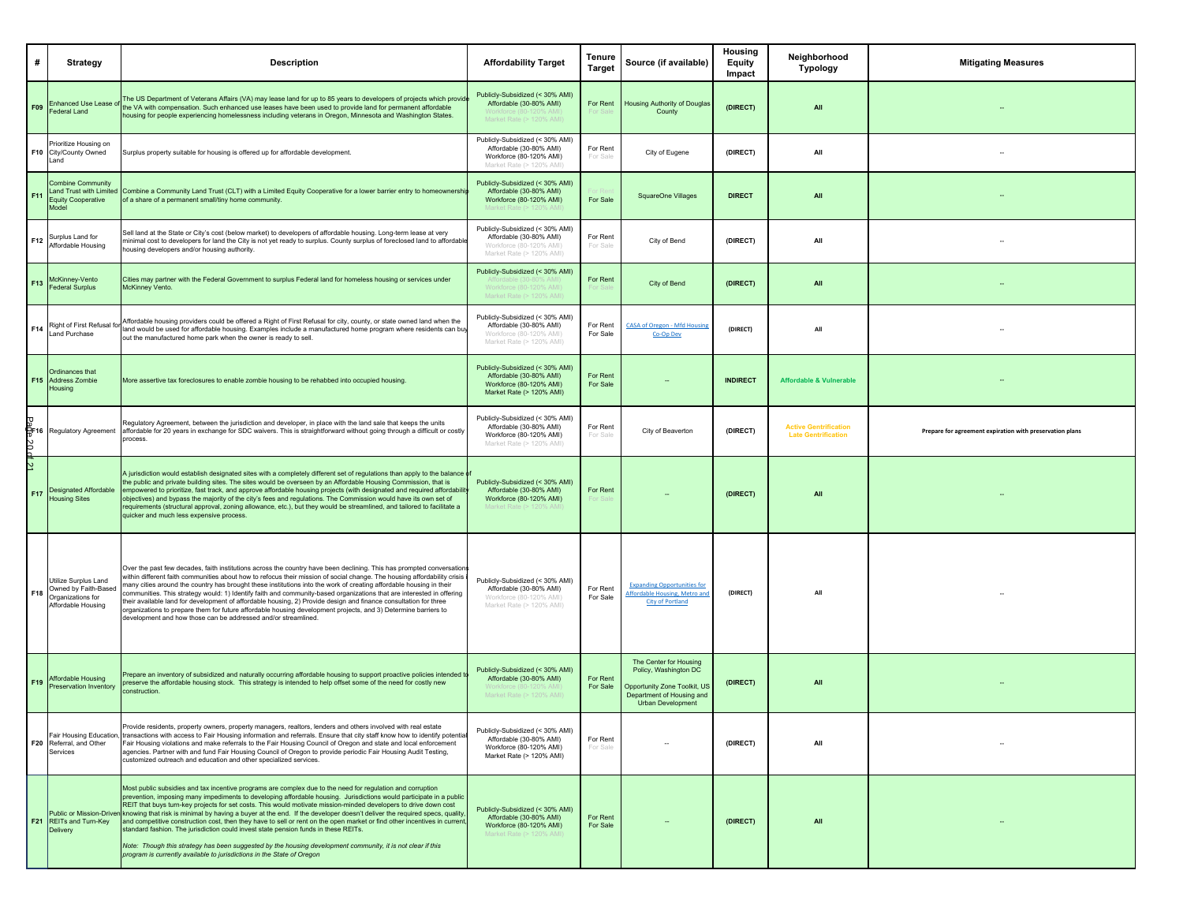| # | Strategy | Description | Affordability Target | Tenure Target | Source (if available) | Housing Equity Impact | Neighborhood Typology | Mitigating Measures |
|---|---|---|---|---|---|---|---|---|
| F09 | Enhanced Use Lease of Federal Land | The US Department of Veterans Affairs (VA) may lease land for up to 85 years to developers of projects which provide the VA with compensation. Such enhanced use leases have been used to provide land for permanent affordable housing for people experiencing homelessness including veterans in Oregon, Minnesota and Washington States. | Publicly-Subsidized (< 30% AMI)<br>Affordable (30-80% AMI)<br>Workforce (80-120% AMI)<br>Market Rate (> 120% AMI) | For Rent<br>For Sale | Housing Authority of Douglas County | (DIRECT) | All | -- |
| F10 | Prioritize Housing on City/County Owned Land | Surplus property suitable for housing is offered up for affordable development. | Publicly-Subsidized (< 30% AMI)<br>Affordable (30-80% AMI)<br>Workforce (80-120% AMI)<br>Market Rate (> 120% AMI) | For Rent<br>For Sale | City of Eugene | (DIRECT) | All | -- |
| F11 | Combine Community Land Trust with Limited Equity Cooperative Model | Combine a Community Land Trust (CLT) with a Limited Equity Cooperative for a lower barrier entry to homeownership of a share of a permanent small/tiny home community. | Publicly-Subsidized (< 30% AMI)<br>Affordable (30-80% AMI)<br>Workforce (80-120% AMI)<br>Market Rate (> 120% AMI) | For Rent<br>For Sale | SquareOne Villages | DIRECT | All | -- |
| F12 | Surplus Land for Affordable Housing | Sell land at the State or City's cost (below market) to developers of affordable housing. Long-term lease at very minimal cost to developers for land the City is not yet ready to surplus. County surplus of foreclosed land to affordable housing developers and/or housing authority. | Publicly-Subsidized (< 30% AMI)<br>Affordable (30-80% AMI)<br>Workforce (80-120% AMI)<br>Market Rate (> 120% AMI) | For Rent<br>For Sale | City of Bend | (DIRECT) | All | -- |
| F13 | McKinney-Vento Federal Surplus | Cities may partner with the Federal Government to surplus Federal land for homeless housing or services under McKinney Vento. | Publicly-Subsidized (< 30% AMI)<br>Affordable (30-80% AMI)<br>Workforce (80-120% AMI)<br>Market Rate (> 120% AMI) | For Rent<br>For Sale | City of Bend | (DIRECT) | All | -- |
| F14 | Right of First Refusal for Land Purchase | Affordable housing providers could be offered a Right of First Refusal for city, county, or state owned land when the land would be used for affordable housing. Examples include a manufactured home program where residents can buy out the manufactured home park when the owner is ready to sell. | Publicly-Subsidized (< 30% AMI)<br>Affordable (30-80% AMI)<br>Workforce (80-120% AMI)<br>Market Rate (> 120% AMI) | For Rent<br>For Sale | CASA of Oregon - Mfd Housing Co-Op Dev | (DIRECT) | All | -- |
| F15 | Ordinances that Address Zombie Housing | More assertive tax foreclosures to enable zombie housing to be rehabbed into occupied housing. | Publicly-Subsidized (< 30% AMI)<br>Affordable (30-80% AMI)<br>Workforce (80-120% AMI)<br>Market Rate (> 120% AMI) | For Rent<br>For Sale | -- | INDIRECT | Affordable & Vulnerable | -- |
| F16 | Regulatory Agreement | Regulatory Agreement, between the jurisdiction and developer, in place with the land sale that keeps the units affordable for 20 years in exchange for SDC waivers. This is straightforward without going through a difficult or costly process. | Publicly-Subsidized (< 30% AMI)<br>Affordable (30-80% AMI)<br>Workforce (80-120% AMI)<br>Market Rate (> 120% AMI) | For Rent<br>For Sale | City of Beaverton | (DIRECT) | Active Gentrification<br>Late Gentrification | Prepare for agreement expiration with preservation plans |
| F17 | Designated Affordable Housing Sites | A jurisdiction would establish designated sites with a completely different set of regulations than apply to the balance of the public and private building sites. The sites would be overseen by an Affordable Housing Commission, that is empowered to prioritize, fast track, and approve affordable housing projects (with designated and required affordability objectives) and bypass the majority of the city's fees and regulations. The Commission would have its own set of requirements (structural approval, zoning allowance, etc.), but they would be streamlined, and tailored to facilitate a quicker and much less expensive process. | Publicly-Subsidized (< 30% AMI)<br>Affordable (30-80% AMI)<br>Workforce (80-120% AMI)<br>Market Rate (> 120% AMI) | For Rent<br>For Sale | -- | (DIRECT) | All | -- |
| F18 | Utilize Surplus Land Owned by Faith-Based Organizations for Affordable Housing | Over the past few decades, faith institutions across the country have been declining. This has prompted conversations within different faith communities about how to refocus their mission of social change. The housing affordability crisis in many cities around the country has brought these institutions into the work of creating affordable housing in their communities. This strategy would: 1) Identify faith and community-based organizations that are interested in offering their available land for development of affordable housing, 2) Provide design and finance consultation for three organizations to prepare them for future affordable housing development projects, and 3) Determine barriers to development and how those can be addressed and/or streamlined. | Publicly-Subsidized (< 30% AMI)<br>Affordable (30-80% AMI)<br>Workforce (80-120% AMI)<br>Market Rate (> 120% AMI) | For Rent<br>For Sale | Expanding Opportunities for Affordable Housing, Metro and City of Portland | (DIRECT) | All | -- |
| F19 | Affordable Housing Preservation Inventory | Prepare an inventory of subsidized and naturally occurring affordable housing to support proactive policies intended to preserve the affordable housing stock. This strategy is intended to help offset some of the need for costly new construction. | Publicly-Subsidized (< 30% AMI)<br>Affordable (30-80% AMI)<br>Workforce (80-120% AMI)<br>Market Rate (> 120% AMI) | For Rent<br>For Sale | The Center for Housing Policy, Washington DC<br><br>Opportunity Zone Toolkit, US Department of Housing and Urban Development | (DIRECT) | All | -- |
| F20 | Fair Housing Education, Referral, and Other Services | Provide residents, property owners, property managers, realtors, lenders and others involved with real estate transactions with access to Fair Housing information and referrals. Ensure that city staff know how to identify potential Fair Housing violations and make referrals to the Fair Housing Council of Oregon and state and local enforcement agencies. Partner with and fund Fair Housing Council of Oregon to provide periodic Fair Housing Audit Testing, customized outreach and education and other specialized services. | Publicly-Subsidized (< 30% AMI)<br>Affordable (30-80% AMI)<br>Workforce (80-120% AMI)<br>Market Rate (> 120% AMI) | For Rent<br>For Sale | -- | (DIRECT) | All | -- |
| F21 | Public or Mission-Driven REITs and Turn-Key Delivery | Most public subsidies and tax incentive programs are complex due to the need for regulation and corruption prevention, imposing many impediments to developing affordable housing. Jurisdictions would participate in a public REIT that buys turn-key projects for set costs. This would motivate mission-minded developers to drive down cost knowing that risk is minimal by having a buyer at the end. If the developer doesn't deliver the required specs, quality, and competitive construction cost, then they have to sell or rent on the open market or find other incentives in current, standard fashion. The jurisdiction could invest state pension funds in these REITs.<br><br>*Note: Though this strategy has been suggested by the housing development community, it is not clear if this program is currently available to jurisdictions in the State of Oregon* | Publicly-Subsidized (< 30% AMI)<br>Affordable (30-80% AMI)<br>Workforce (80-120% AMI)<br>Market Rate (> 120% AMI) | For Rent<br>For Sale | -- | (DIRECT) | All | -- |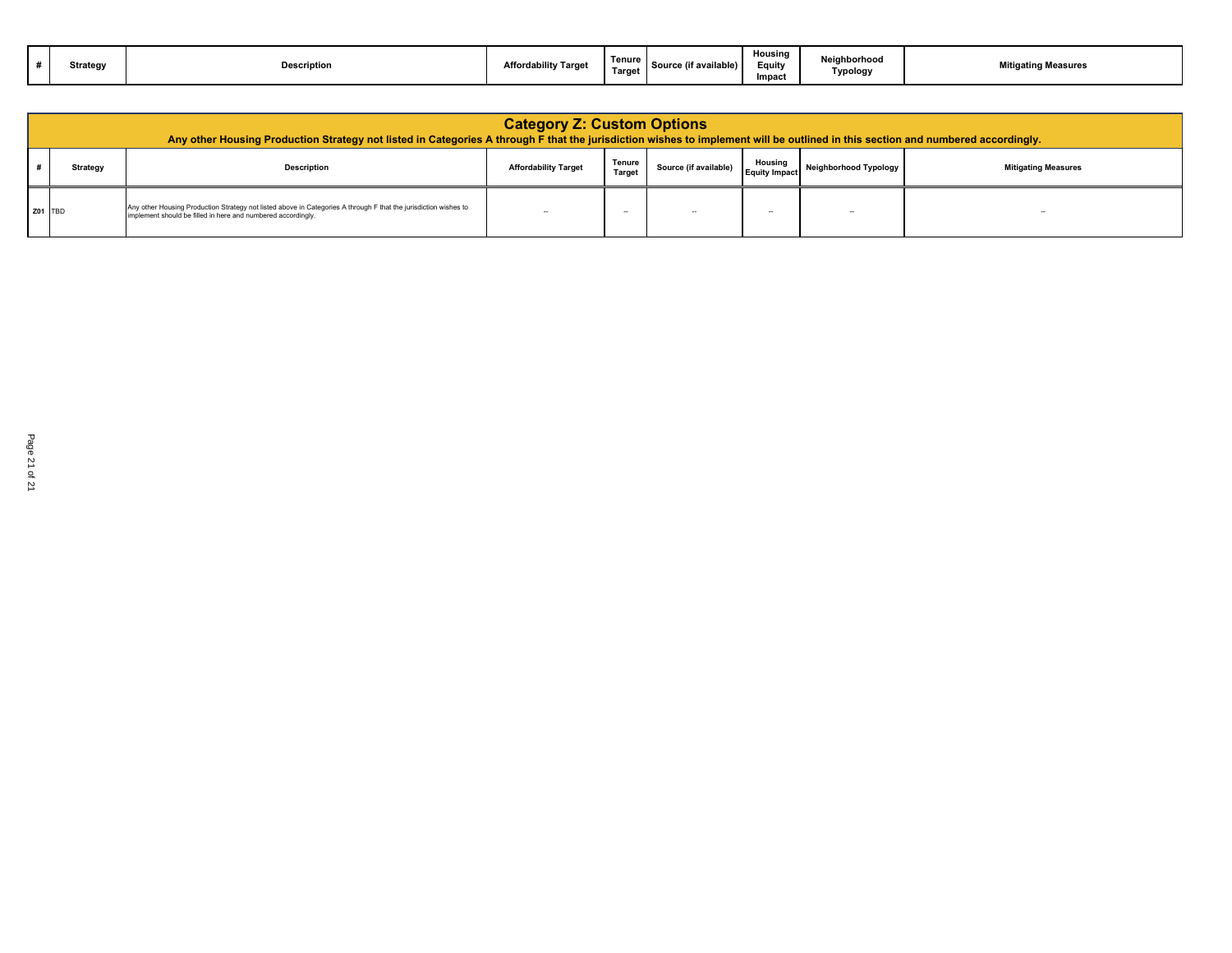| # | Strategy | Description | Affordability Target | Tenure Target | Source (if available) | Housing Equity Impact | Neighborhood Typology | Mitigating Measures |
|---|---|---|---|---|---|---|---|---|

## Category Z: Custom Options

**Any other Housing Production Strategy not listed in Categories A through F that the jurisdiction wishes to implement will be outlined in this section and numbered accordingly.**

| # | Strategy | Description | Affordability Target | Tenure Target | Source (if available) | Housing Equity Impact | Neighborhood Typology | Mitigating Measures |
|---|---|---|---|---|---|---|---|---|
| **Z01** | TBD | Any other Housing Production Strategy not listed above in Categories A through F that the jurisdiction wishes to implement should be filled in here and numbered accordingly. | -- | -- | -- | -- | -- | -- |